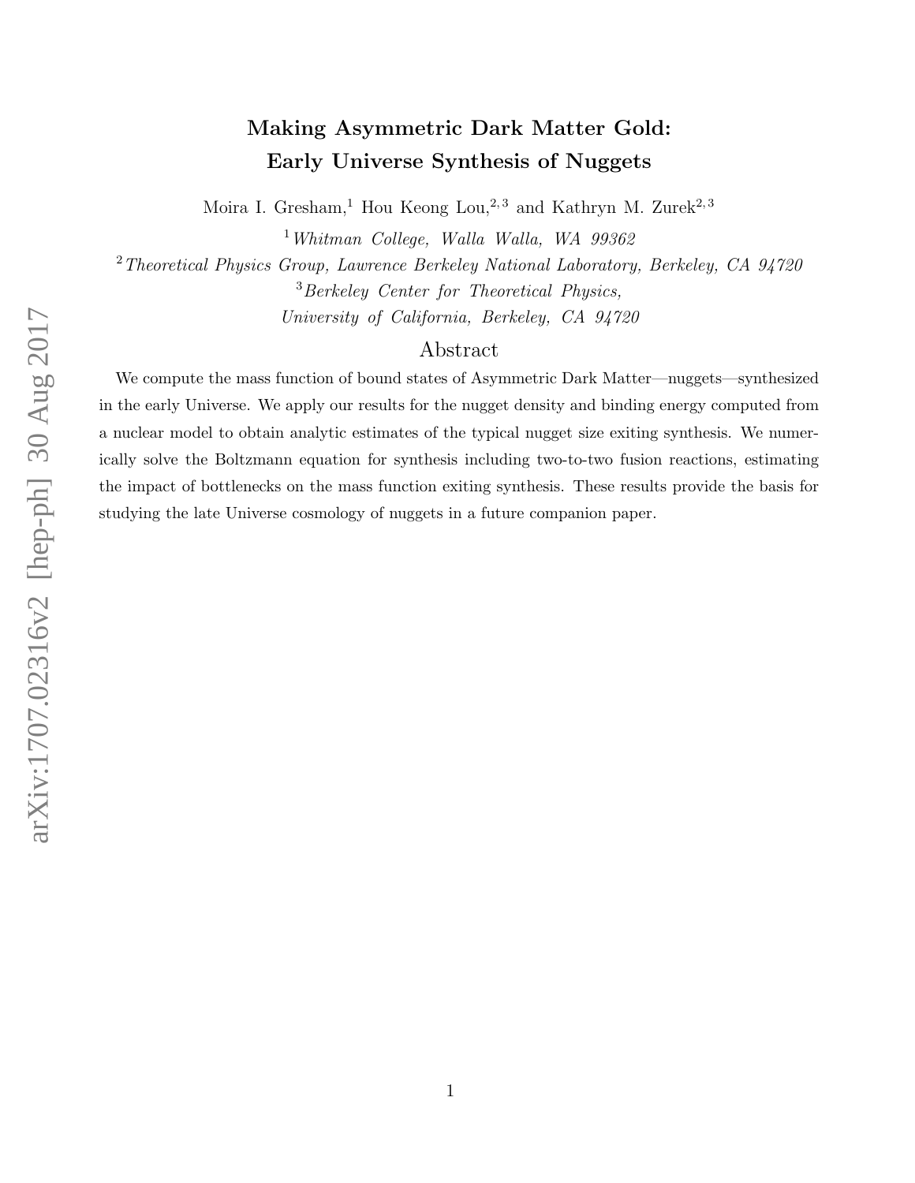# Making Asymmetric Dark Matter Gold: Early Universe Synthesis of Nuggets

Moira I. Gresham,[1] Hou Keong Lou,[2,3] and Kathryn M. Zurek[2,3]

[1] *Whitman College, Walla Walla, WA 99362*

[2] *Theoretical Physics Group, Lawrence Berkeley National Laboratory, Berkeley, CA 94720*

[3] *Berkeley Center for Theoretical Physics, University of California, Berkeley, CA 94720*

## Abstract

We compute the mass function of bound states of Asymmetric Dark Matter—nuggets—synthesized in the early Universe. We apply our results for the nugget density and binding energy computed from a nuclear model to obtain analytic estimates of the typical nugget size exiting synthesis. We numerically solve the Boltzmann equation for synthesis including two-to-two fusion reactions, estimating the impact of bottlenecks on the mass function exiting synthesis. These results provide the basis for studying the late Universe cosmology of nuggets in a future companion paper.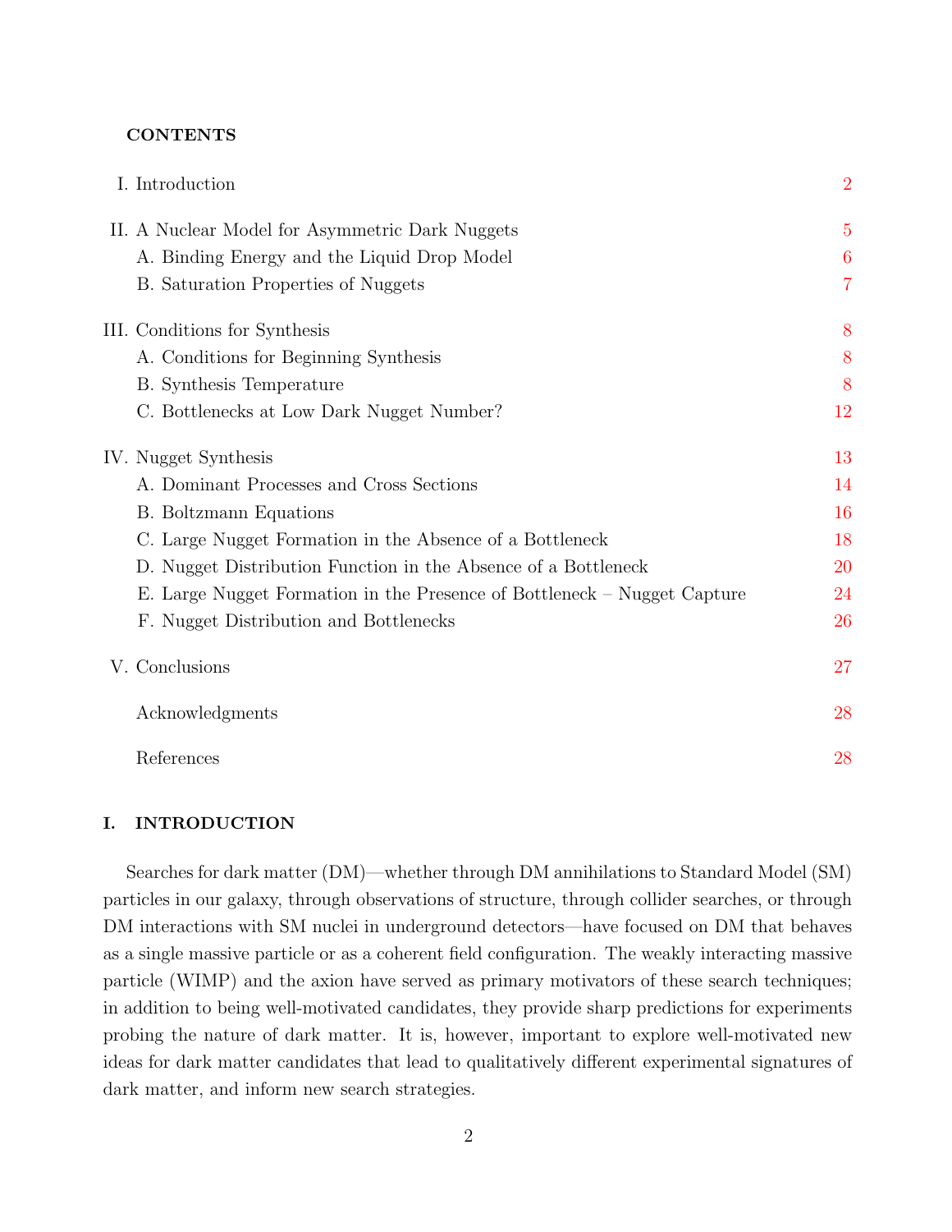## CONTENTS

| | |
|---|---|
| I. Introduction | 2 |
| II. A Nuclear Model for Asymmetric Dark Nuggets | 5 |
| A. Binding Energy and the Liquid Drop Model | 6 |
| B. Saturation Properties of Nuggets | 7 |
| III. Conditions for Synthesis | 8 |
| A. Conditions for Beginning Synthesis | 8 |
| B. Synthesis Temperature | 8 |
| C. Bottlenecks at Low Dark Nugget Number? | 12 |
| IV. Nugget Synthesis | 13 |
| A. Dominant Processes and Cross Sections | 14 |
| B. Boltzmann Equations | 16 |
| C. Large Nugget Formation in the Absence of a Bottleneck | 18 |
| D. Nugget Distribution Function in the Absence of a Bottleneck | 20 |
| E. Large Nugget Formation in the Presence of Bottleneck – Nugget Capture | 24 |
| F. Nugget Distribution and Bottlenecks | 26 |
| V. Conclusions | 27 |
| Acknowledgments | 28 |
| References | 28 |

## I. INTRODUCTION

Searches for dark matter (DM)—whether through DM annihilations to Standard Model (SM) particles in our galaxy, through observations of structure, through collider searches, or through DM interactions with SM nuclei in underground detectors—have focused on DM that behaves as a single massive particle or as a coherent field configuration. The weakly interacting massive particle (WIMP) and the axion have served as primary motivators of these search techniques; in addition to being well-motivated candidates, they provide sharp predictions for experiments probing the nature of dark matter. It is, however, important to explore well-motivated new ideas for dark matter candidates that lead to qualitatively different experimental signatures of dark matter, and inform new search strategies.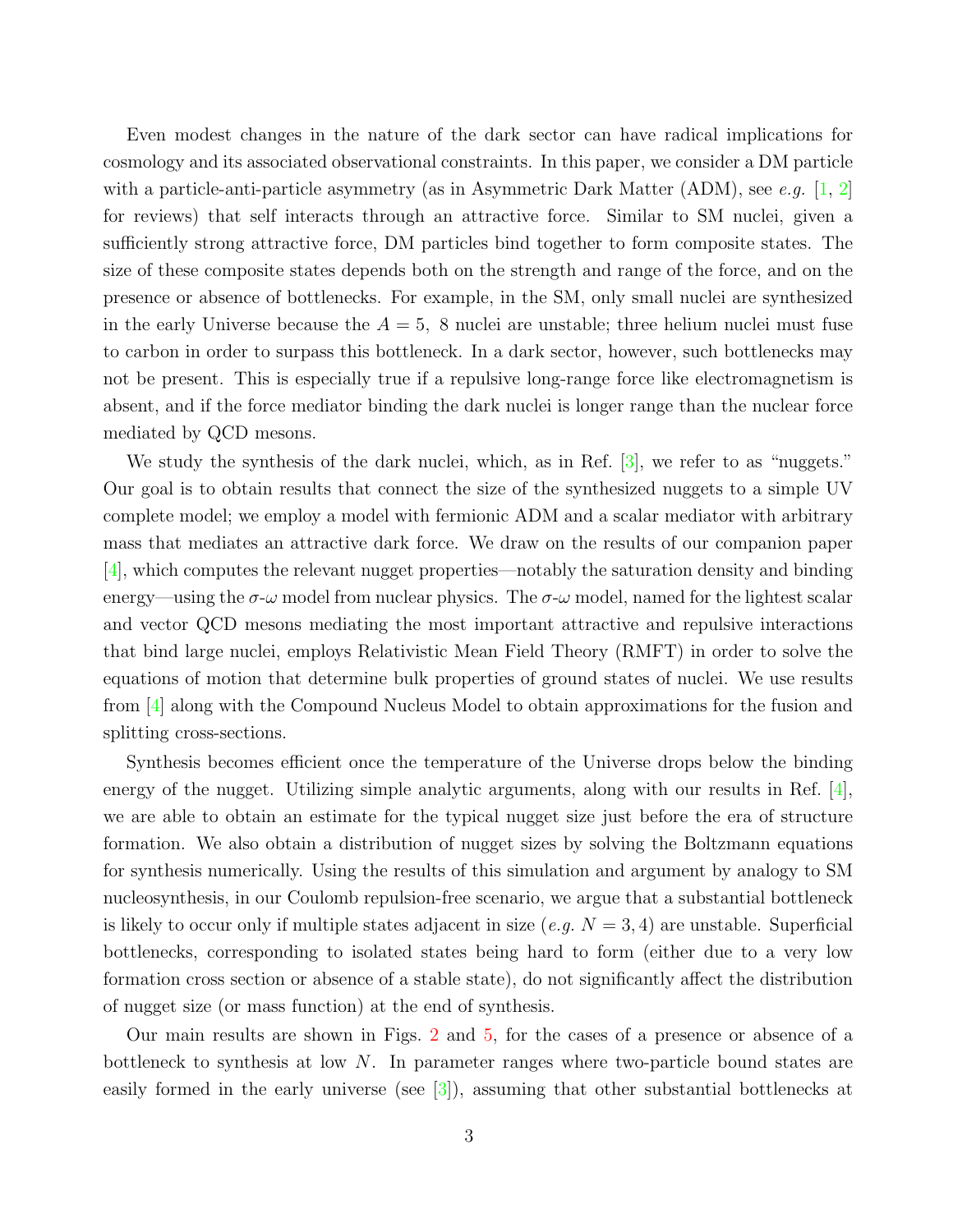Even modest changes in the nature of the dark sector can have radical implications for cosmology and its associated observational constraints. In this paper, we consider a DM particle with a particle-anti-particle asymmetry (as in Asymmetric Dark Matter (ADM), see *e.g.* [1, 2] for reviews) that self interacts through an attractive force. Similar to SM nuclei, given a sufficiently strong attractive force, DM particles bind together to form composite states. The size of these composite states depends both on the strength and range of the force, and on the presence or absence of bottlenecks. For example, in the SM, only small nuclei are synthesized in the early Universe because the $A = 5,\ 8$ nuclei are unstable; three helium nuclei must fuse to carbon in order to surpass this bottleneck. In a dark sector, however, such bottlenecks may not be present. This is especially true if a repulsive long-range force like electromagnetism is absent, and if the force mediator binding the dark nuclei is longer range than the nuclear force mediated by QCD mesons.

We study the synthesis of the dark nuclei, which, as in Ref. [3], we refer to as "nuggets." Our goal is to obtain results that connect the size of the synthesized nuggets to a simple UV complete model; we employ a model with fermionic ADM and a scalar mediator with arbitrary mass that mediates an attractive dark force. We draw on the results of our companion paper [4], which computes the relevant nugget properties—notably the saturation density and binding energy—using the $\sigma$-$\omega$ model from nuclear physics. The $\sigma$-$\omega$ model, named for the lightest scalar and vector QCD mesons mediating the most important attractive and repulsive interactions that bind large nuclei, employs Relativistic Mean Field Theory (RMFT) in order to solve the equations of motion that determine bulk properties of ground states of nuclei. We use results from [4] along with the Compound Nucleus Model to obtain approximations for the fusion and splitting cross-sections.

Synthesis becomes efficient once the temperature of the Universe drops below the binding energy of the nugget. Utilizing simple analytic arguments, along with our results in Ref. [4], we are able to obtain an estimate for the typical nugget size just before the era of structure formation. We also obtain a distribution of nugget sizes by solving the Boltzmann equations for synthesis numerically. Using the results of this simulation and argument by analogy to SM nucleosynthesis, in our Coulomb repulsion-free scenario, we argue that a substantial bottleneck is likely to occur only if multiple states adjacent in size (*e.g.* $N = 3, 4$) are unstable. Superficial bottlenecks, corresponding to isolated states being hard to form (either due to a very low formation cross section or absence of a stable state), do not significantly affect the distribution of nugget size (or mass function) at the end of synthesis.

Our main results are shown in Figs. 2 and 5, for the cases of a presence or absence of a bottleneck to synthesis at low $N$. In parameter ranges where two-particle bound states are easily formed in the early universe (see [3]), assuming that other substantial bottlenecks at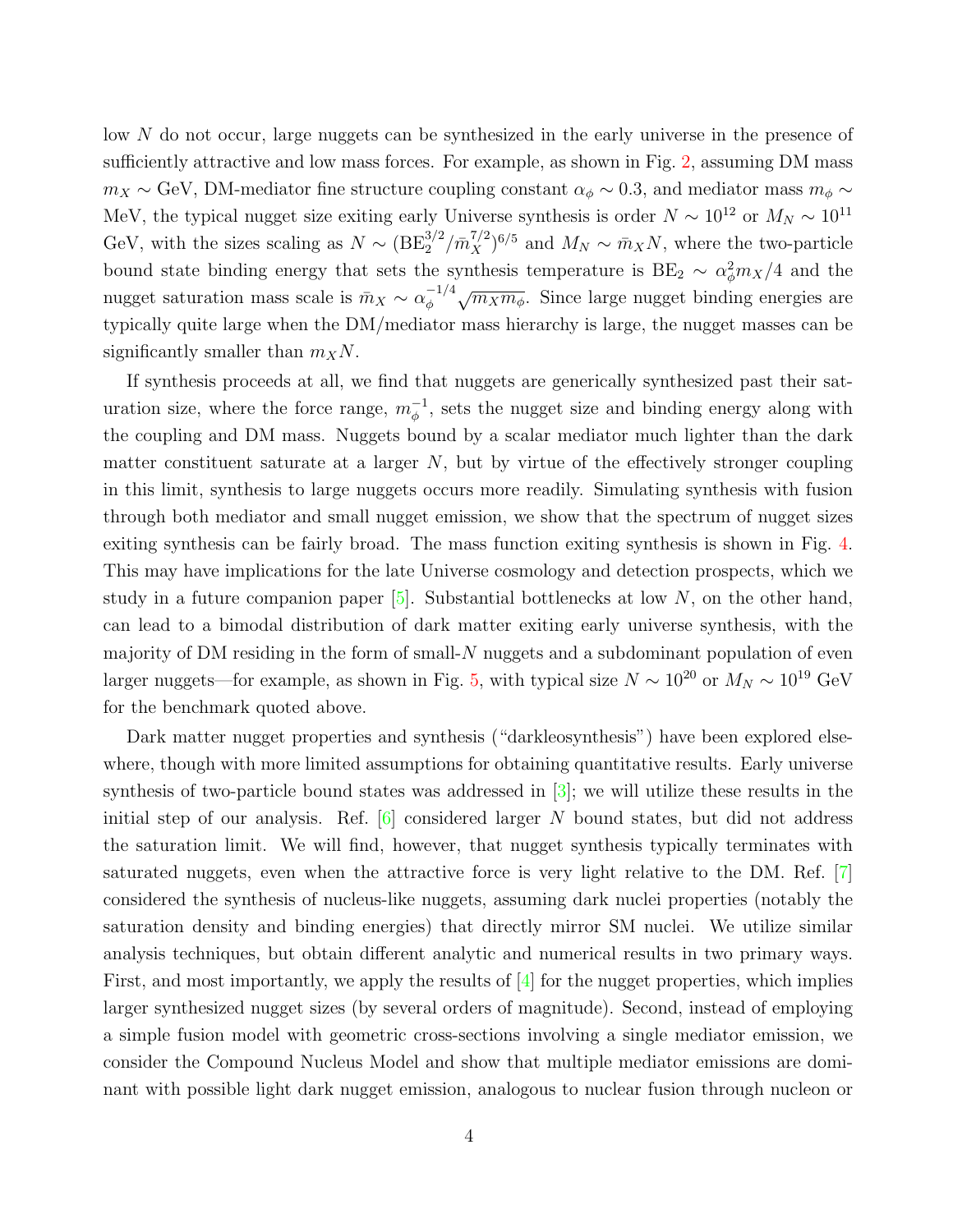low $N$ do not occur, large nuggets can be synthesized in the early universe in the presence of sufficiently attractive and low mass forces. For example, as shown in Fig. 2, assuming DM mass $m_X \sim$ GeV, DM-mediator fine structure coupling constant $\alpha_\phi \sim 0.3$, and mediator mass $m_\phi \sim$ MeV, the typical nugget size exiting early Universe synthesis is order $N \sim 10^{12}$ or $M_N \sim 10^{11}$ GeV, with the sizes scaling as $N \sim (\text{BE}_2^{3/2}/\bar{m}_X^{7/2})^{6/5}$ and $M_N \sim \bar{m}_X N$, where the two-particle bound state binding energy that sets the synthesis temperature is $\text{BE}_2 \sim \alpha_\phi^2 m_X/4$ and the nugget saturation mass scale is $\bar{m}_X \sim \alpha_\phi^{-1/4}\sqrt{m_X m_\phi}$. Since large nugget binding energies are typically quite large when the DM/mediator mass hierarchy is large, the nugget masses can be significantly smaller than $m_X N$.

If synthesis proceeds at all, we find that nuggets are generically synthesized past their saturation size, where the force range, $m_\phi^{-1}$, sets the nugget size and binding energy along with the coupling and DM mass. Nuggets bound by a scalar mediator much lighter than the dark matter constituent saturate at a larger $N$, but by virtue of the effectively stronger coupling in this limit, synthesis to large nuggets occurs more readily. Simulating synthesis with fusion through both mediator and small nugget emission, we show that the spectrum of nugget sizes exiting synthesis can be fairly broad. The mass function exiting synthesis is shown in Fig. 4. This may have implications for the late Universe cosmology and detection prospects, which we study in a future companion paper [5]. Substantial bottlenecks at low $N$, on the other hand, can lead to a bimodal distribution of dark matter exiting early universe synthesis, with the majority of DM residing in the form of small-$N$ nuggets and a subdominant population of even larger nuggets—for example, as shown in Fig. 5, with typical size $N \sim 10^{20}$ or $M_N \sim 10^{19}$ GeV for the benchmark quoted above.

Dark matter nugget properties and synthesis ("darkleosynthesis") have been explored elsewhere, though with more limited assumptions for obtaining quantitative results. Early universe synthesis of two-particle bound states was addressed in [3]; we will utilize these results in the initial step of our analysis. Ref. [6] considered larger $N$ bound states, but did not address the saturation limit. We will find, however, that nugget synthesis typically terminates with saturated nuggets, even when the attractive force is very light relative to the DM. Ref. [7] considered the synthesis of nucleus-like nuggets, assuming dark nuclei properties (notably the saturation density and binding energies) that directly mirror SM nuclei. We utilize similar analysis techniques, but obtain different analytic and numerical results in two primary ways. First, and most importantly, we apply the results of [4] for the nugget properties, which implies larger synthesized nugget sizes (by several orders of magnitude). Second, instead of employing a simple fusion model with geometric cross-sections involving a single mediator emission, we consider the Compound Nucleus Model and show that multiple mediator emissions are dominant with possible light dark nugget emission, analogous to nuclear fusion through nucleon or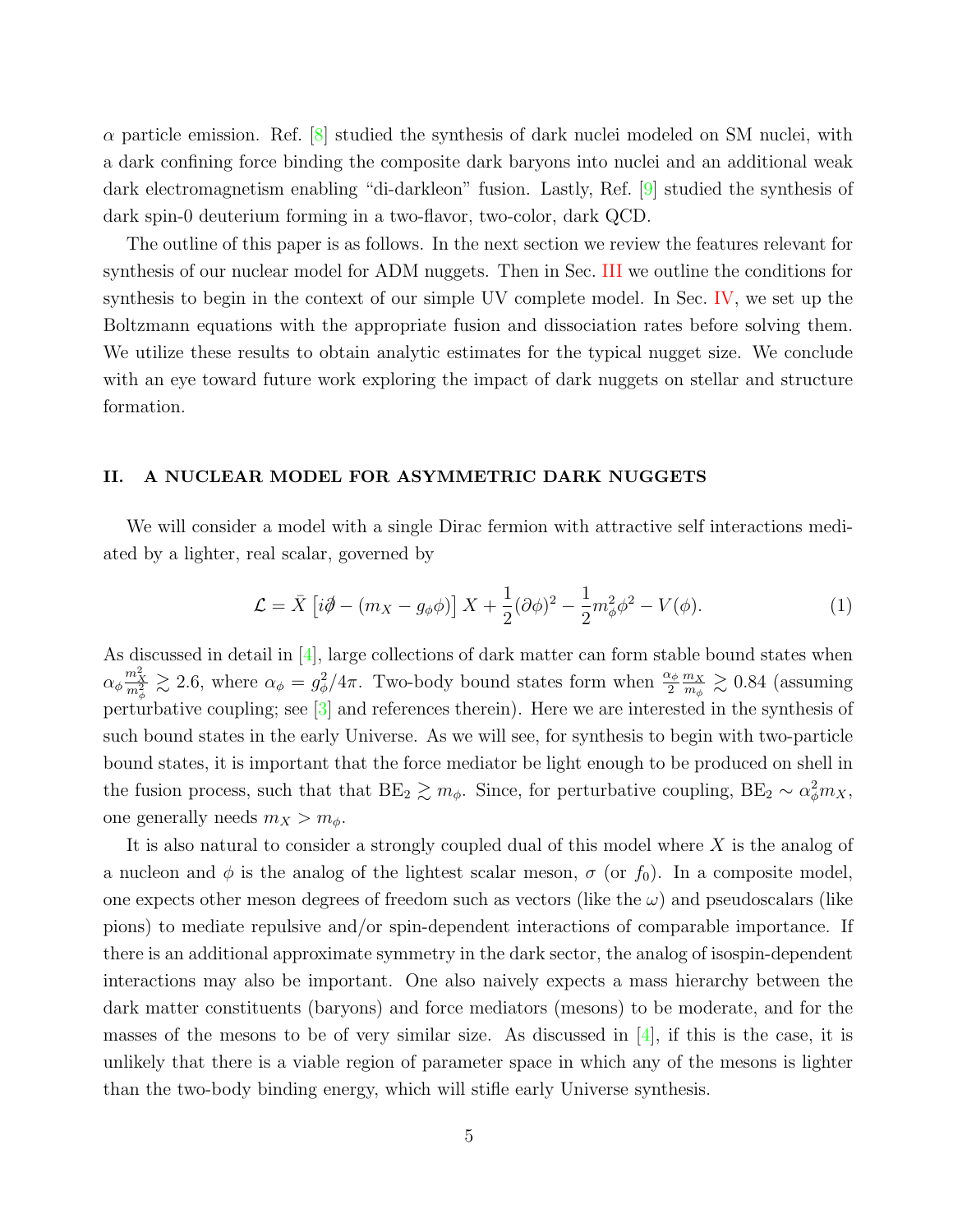$\alpha$ particle emission. Ref. [8] studied the synthesis of dark nuclei modeled on SM nuclei, with a dark confining force binding the composite dark baryons into nuclei and an additional weak dark electromagnetism enabling "di-darkleon" fusion. Lastly, Ref. [9] studied the synthesis of dark spin-0 deuterium forming in a two-flavor, two-color, dark QCD.

The outline of this paper is as follows. In the next section we review the features relevant for synthesis of our nuclear model for ADM nuggets. Then in Sec. III we outline the conditions for synthesis to begin in the context of our simple UV complete model. In Sec. IV, we set up the Boltzmann equations with the appropriate fusion and dissociation rates before solving them. We utilize these results to obtain analytic estimates for the typical nugget size. We conclude with an eye toward future work exploring the impact of dark nuggets on stellar and structure formation.

## II. A NUCLEAR MODEL FOR ASYMMETRIC DARK NUGGETS

We will consider a model with a single Dirac fermion with attractive self interactions mediated by a lighter, real scalar, governed by

$$\mathcal{L} = \bar{X}\left[i\partial\!\!\!/ - (m_X - g_\phi \phi)\right] X + \frac{1}{2}(\partial\phi)^2 - \frac{1}{2}m_\phi^2\phi^2 - V(\phi). \tag{1}$$

As discussed in detail in [4], large collections of dark matter can form stable bound states when $\alpha_\phi \frac{m_X^2}{m_\phi^2} \gtrsim 2.6$, where $\alpha_\phi = g_\phi^2/4\pi$. Two-body bound states form when $\frac{\alpha_\phi}{2}\frac{m_X}{m_\phi} \gtrsim 0.84$ (assuming perturbative coupling; see [3] and references therein). Here we are interested in the synthesis of such bound states in the early Universe. As we will see, for synthesis to begin with two-particle bound states, it is important that the force mediator be light enough to be produced on shell in the fusion process, such that that $\text{BE}_2 \gtrsim m_\phi$. Since, for perturbative coupling, $\text{BE}_2 \sim \alpha_\phi^2 m_X$, one generally needs $m_X > m_\phi$.

It is also natural to consider a strongly coupled dual of this model where $X$ is the analog of a nucleon and $\phi$ is the analog of the lightest scalar meson, $\sigma$ (or $f_0$). In a composite model, one expects other meson degrees of freedom such as vectors (like the $\omega$) and pseudoscalars (like pions) to mediate repulsive and/or spin-dependent interactions of comparable importance. If there is an additional approximate symmetry in the dark sector, the analog of isospin-dependent interactions may also be important. One also naively expects a mass hierarchy between the dark matter constituents (baryons) and force mediators (mesons) to be moderate, and for the masses of the mesons to be of very similar size. As discussed in [4], if this is the case, it is unlikely that there is a viable region of parameter space in which any of the mesons is lighter than the two-body binding energy, which will stifle early Universe synthesis.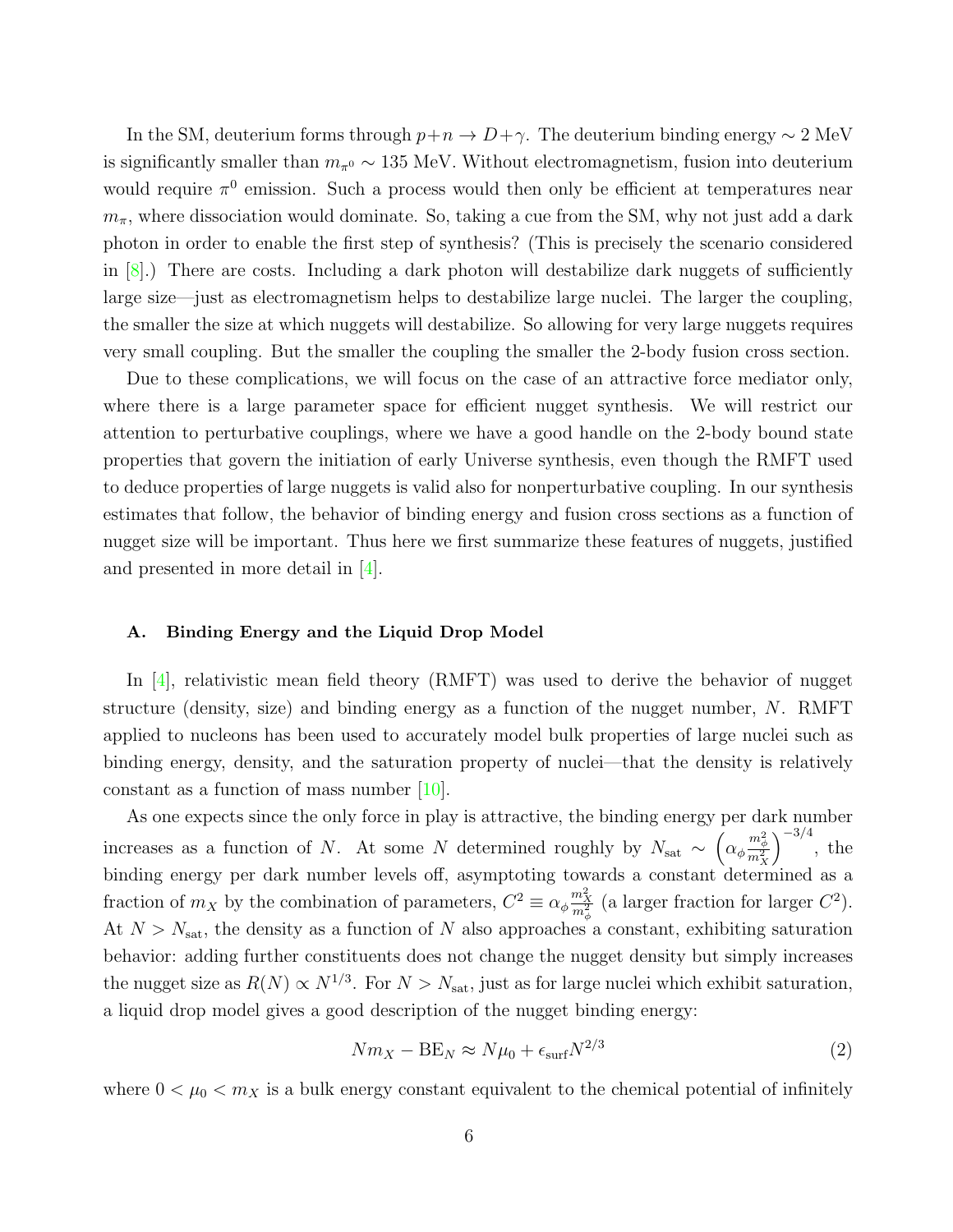In the SM, deuterium forms through $p+n \to D+\gamma$. The deuterium binding energy $\sim 2$ MeV is significantly smaller than $m_{\pi^0} \sim 135$ MeV. Without electromagnetism, fusion into deuterium would require $\pi^0$ emission. Such a process would then only be efficient at temperatures near $m_\pi$, where dissociation would dominate. So, taking a cue from the SM, why not just add a dark photon in order to enable the first step of synthesis? (This is precisely the scenario considered in [8].) There are costs. Including a dark photon will destabilize dark nuggets of sufficiently large size—just as electromagnetism helps to destabilize large nuclei. The larger the coupling, the smaller the size at which nuggets will destabilize. So allowing for very large nuggets requires very small coupling. But the smaller the coupling the smaller the 2-body fusion cross section.

Due to these complications, we will focus on the case of an attractive force mediator only, where there is a large parameter space for efficient nugget synthesis. We will restrict our attention to perturbative couplings, where we have a good handle on the 2-body bound state properties that govern the initiation of early Universe synthesis, even though the RMFT used to deduce properties of large nuggets is valid also for nonperturbative coupling. In our synthesis estimates that follow, the behavior of binding energy and fusion cross sections as a function of nugget size will be important. Thus here we first summarize these features of nuggets, justified and presented in more detail in [4].

### A. Binding Energy and the Liquid Drop Model

In [4], relativistic mean field theory (RMFT) was used to derive the behavior of nugget structure (density, size) and binding energy as a function of the nugget number, $N$. RMFT applied to nucleons has been used to accurately model bulk properties of large nuclei such as binding energy, density, and the saturation property of nuclei—that the density is relatively constant as a function of mass number [10].

As one expects since the only force in play is attractive, the binding energy per dark number increases as a function of $N$. At some $N$ determined roughly by $N_{\rm sat} \sim \left(\alpha_\phi \frac{m_\phi^2}{m_X^2}\right)^{-3/4}$, the binding energy per dark number levels off, asymptoting towards a constant determined as a fraction of $m_X$ by the combination of parameters, $C^2 \equiv \alpha_\phi \frac{m_X^2}{m_\phi^2}$ (a larger fraction for larger $C^2$). At $N > N_{\rm sat}$, the density as a function of $N$ also approaches a constant, exhibiting saturation behavior: adding further constituents does not change the nugget density but simply increases the nugget size as $R(N) \propto N^{1/3}$. For $N > N_{\rm sat}$, just as for large nuclei which exhibit saturation, a liquid drop model gives a good description of the nugget binding energy:

$$N m_X - {\rm BE}_N \approx N\mu_0 + \epsilon_{\rm surf} N^{2/3} \tag{2}$$

where $0 < \mu_0 < m_X$ is a bulk energy constant equivalent to the chemical potential of infinitely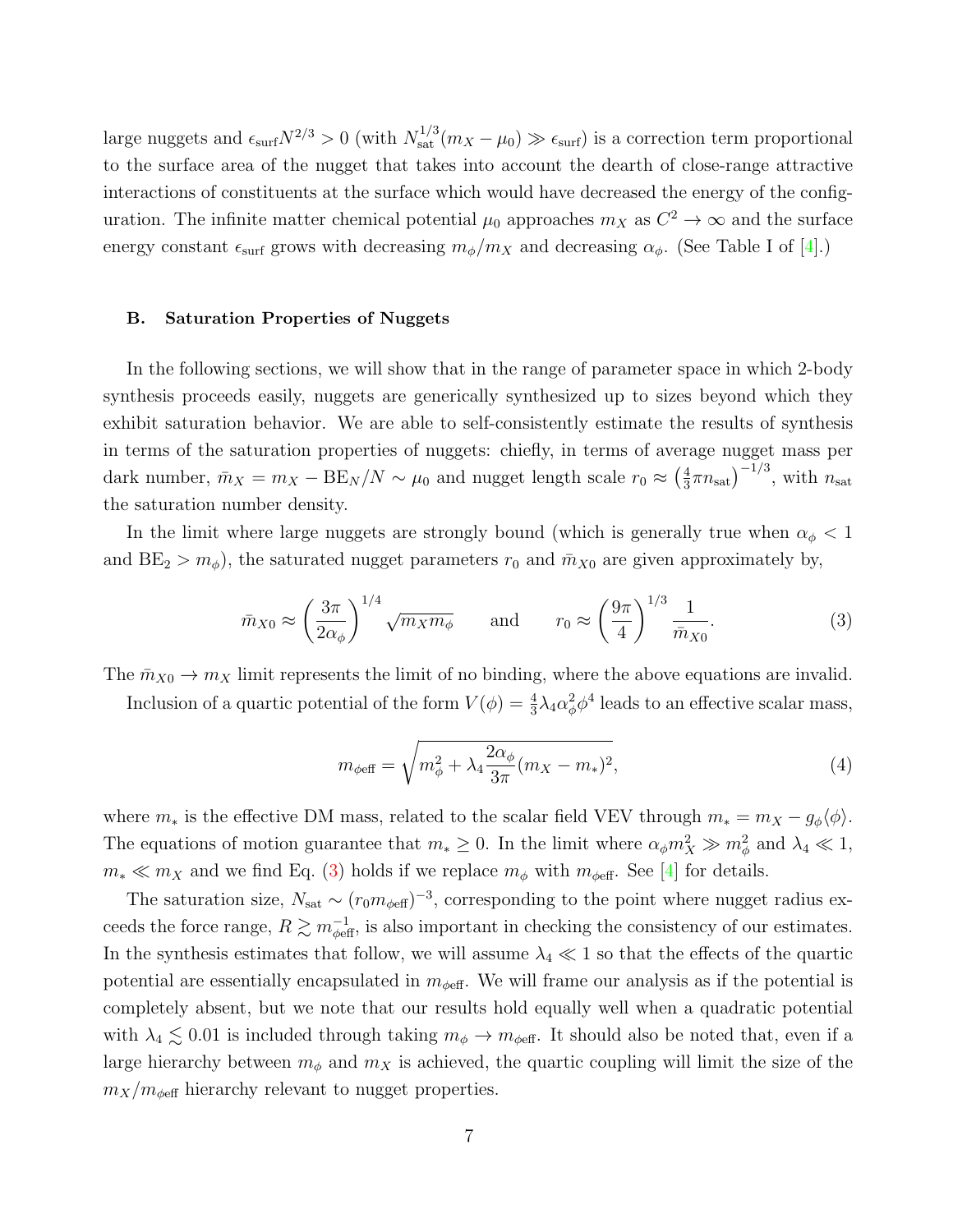large nuggets and $\epsilon_{\rm surf} N^{2/3} > 0$ (with $N_{\rm sat}^{1/3}(m_X - \mu_0) \gg \epsilon_{\rm surf}$) is a correction term proportional to the surface area of the nugget that takes into account the dearth of close-range attractive interactions of constituents at the surface which would have decreased the energy of the configuration. The infinite matter chemical potential $\mu_0$ approaches $m_X$ as $C^2 \to \infty$ and the surface energy constant $\epsilon_{\rm surf}$ grows with decreasing $m_\phi/m_X$ and decreasing $\alpha_\phi$. (See Table I of [4].)

### B. Saturation Properties of Nuggets

In the following sections, we will show that in the range of parameter space in which 2-body synthesis proceeds easily, nuggets are generically synthesized up to sizes beyond which they exhibit saturation behavior. We are able to self-consistently estimate the results of synthesis in terms of the saturation properties of nuggets: chiefly, in terms of average nugget mass per dark number, $\bar{m}_X = m_X - {\rm BE}_N/N \sim \mu_0$ and nugget length scale $r_0 \approx \left(\frac{4}{3}\pi n_{\rm sat}\right)^{-1/3}$, with $n_{\rm sat}$ the saturation number density.

In the limit where large nuggets are strongly bound (which is generally true when $\alpha_\phi < 1$ and ${\rm BE}_2 > m_\phi$), the saturated nugget parameters $r_0$ and $\bar{m}_{X0}$ are given approximately by,

$$\bar{m}_{X0} \approx \left(\frac{3\pi}{2\alpha_\phi}\right)^{1/4} \sqrt{m_X m_\phi} \qquad \text{and} \qquad r_0 \approx \left(\frac{9\pi}{4}\right)^{1/3} \frac{1}{\bar{m}_{X0}}. \tag{3}$$

The $\bar{m}_{X0} \to m_X$ limit represents the limit of no binding, where the above equations are invalid.

Inclusion of a quartic potential of the form $V(\phi) = \frac{4}{3}\lambda_4 \alpha_\phi^2 \phi^4$ leads to an effective scalar mass,

$$m_{\phi{\rm eff}} = \sqrt{m_\phi^2 + \lambda_4 \frac{2\alpha_\phi}{3\pi}(m_X - m_*)^2}, \tag{4}$$

where $m_*$ is the effective DM mass, related to the scalar field VEV through $m_* = m_X - g_\phi \langle \phi \rangle$. The equations of motion guarantee that $m_* \geq 0$. In the limit where $\alpha_\phi m_X^2 \gg m_\phi^2$ and $\lambda_4 \ll 1$, $m_* \ll m_X$ and we find Eq. (3) holds if we replace $m_\phi$ with $m_{\phi{\rm eff}}$. See [4] for details.

The saturation size, $N_{\rm sat} \sim (r_0 m_{\phi{\rm eff}})^{-3}$, corresponding to the point where nugget radius exceeds the force range, $R \gtrsim m_{\phi{\rm eff}}^{-1}$, is also important in checking the consistency of our estimates. In the synthesis estimates that follow, we will assume $\lambda_4 \ll 1$ so that the effects of the quartic potential are essentially encapsulated in $m_{\phi{\rm eff}}$. We will frame our analysis as if the potential is completely absent, but we note that our results hold equally well when a quadratic potential with $\lambda_4 \lesssim 0.01$ is included through taking $m_\phi \to m_{\phi{\rm eff}}$. It should also be noted that, even if a large hierarchy between $m_\phi$ and $m_X$ is achieved, the quartic coupling will limit the size of the $m_X/m_{\phi{\rm eff}}$ hierarchy relevant to nugget properties.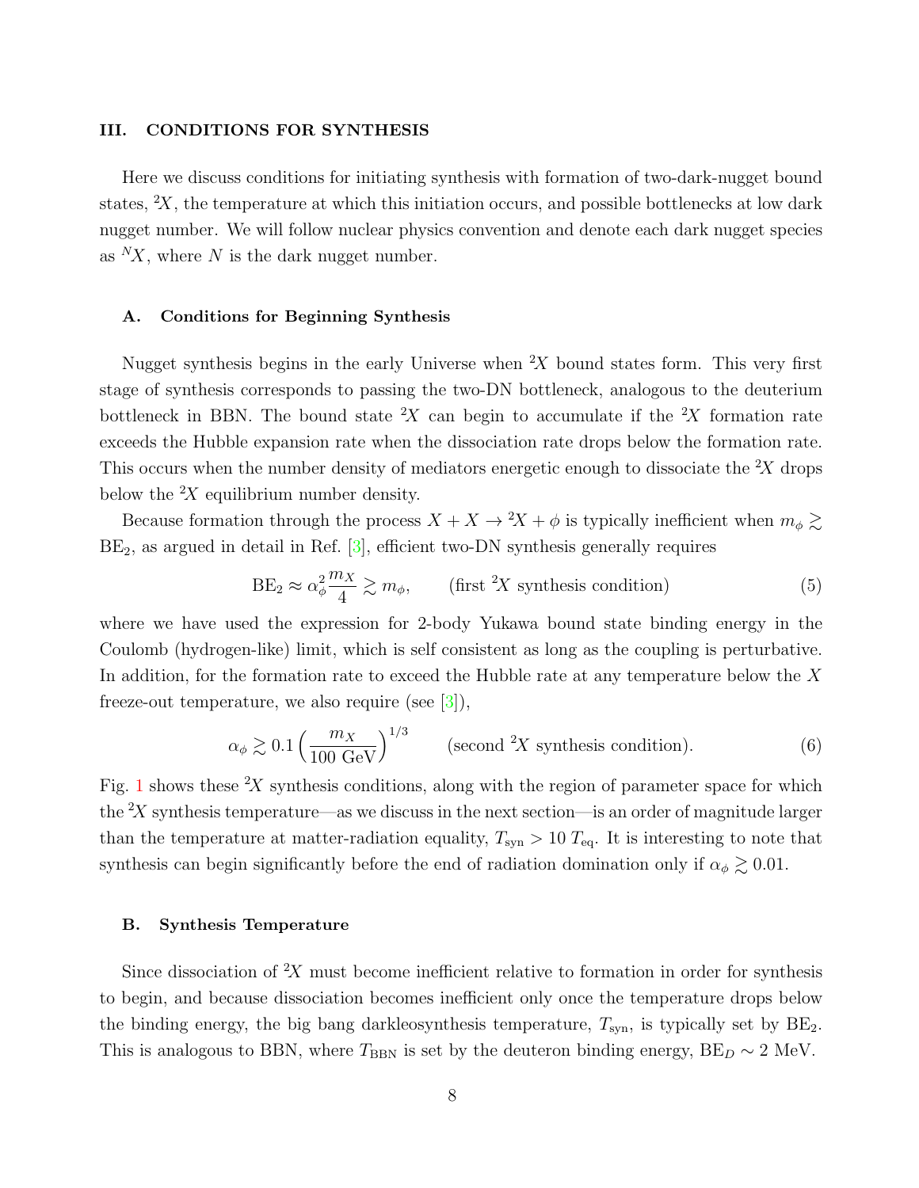## III. CONDITIONS FOR SYNTHESIS

Here we discuss conditions for initiating synthesis with formation of two-dark-nugget bound states, ${}^2X$, the temperature at which this initiation occurs, and possible bottlenecks at low dark nugget number. We will follow nuclear physics convention and denote each dark nugget species as ${}^NX$, where $N$ is the dark nugget number.

### A. Conditions for Beginning Synthesis

Nugget synthesis begins in the early Universe when ${}^2X$ bound states form. This very first stage of synthesis corresponds to passing the two-DN bottleneck, analogous to the deuterium bottleneck in BBN. The bound state ${}^2X$ can begin to accumulate if the ${}^2X$ formation rate exceeds the Hubble expansion rate when the dissociation rate drops below the formation rate. This occurs when the number density of mediators energetic enough to dissociate the ${}^2X$ drops below the ${}^2X$ equilibrium number density.

Because formation through the process $X + X \to {}^2X + \phi$ is typically inefficient when $m_\phi \gtrsim \mathrm{BE}_2$, as argued in detail in Ref. [3], efficient two-DN synthesis generally requires

$$\mathrm{BE}_2 \approx \alpha_\phi^2 \frac{m_X}{4} \gtrsim m_\phi, \qquad \text{(first } {}^2X \text{ synthesis condition)} \tag{5}$$

where we have used the expression for 2-body Yukawa bound state binding energy in the Coulomb (hydrogen-like) limit, which is self consistent as long as the coupling is perturbative. In addition, for the formation rate to exceed the Hubble rate at any temperature below the $X$ freeze-out temperature, we also require (see [3]),

$$\alpha_\phi \gtrsim 0.1 \left( \frac{m_X}{100 \text{ GeV}} \right)^{1/3} \qquad \text{(second } {}^2X \text{ synthesis condition).} \tag{6}$$

Fig. 1 shows these ${}^2X$ synthesis conditions, along with the region of parameter space for which the ${}^2X$ synthesis temperature—as we discuss in the next section—is an order of magnitude larger than the temperature at matter-radiation equality, $T_{\mathrm{syn}} > 10\, T_{\mathrm{eq}}$. It is interesting to note that synthesis can begin significantly before the end of radiation domination only if $\alpha_\phi \gtrsim 0.01$.

### B. Synthesis Temperature

Since dissociation of ${}^2X$ must become inefficient relative to formation in order for synthesis to begin, and because dissociation becomes inefficient only once the temperature drops below the binding energy, the big bang darkleosynthesis temperature, $T_{\mathrm{syn}}$, is typically set by $\mathrm{BE}_2$. This is analogous to BBN, where $T_{\mathrm{BBN}}$ is set by the deuteron binding energy, $\mathrm{BE}_D \sim 2$ MeV.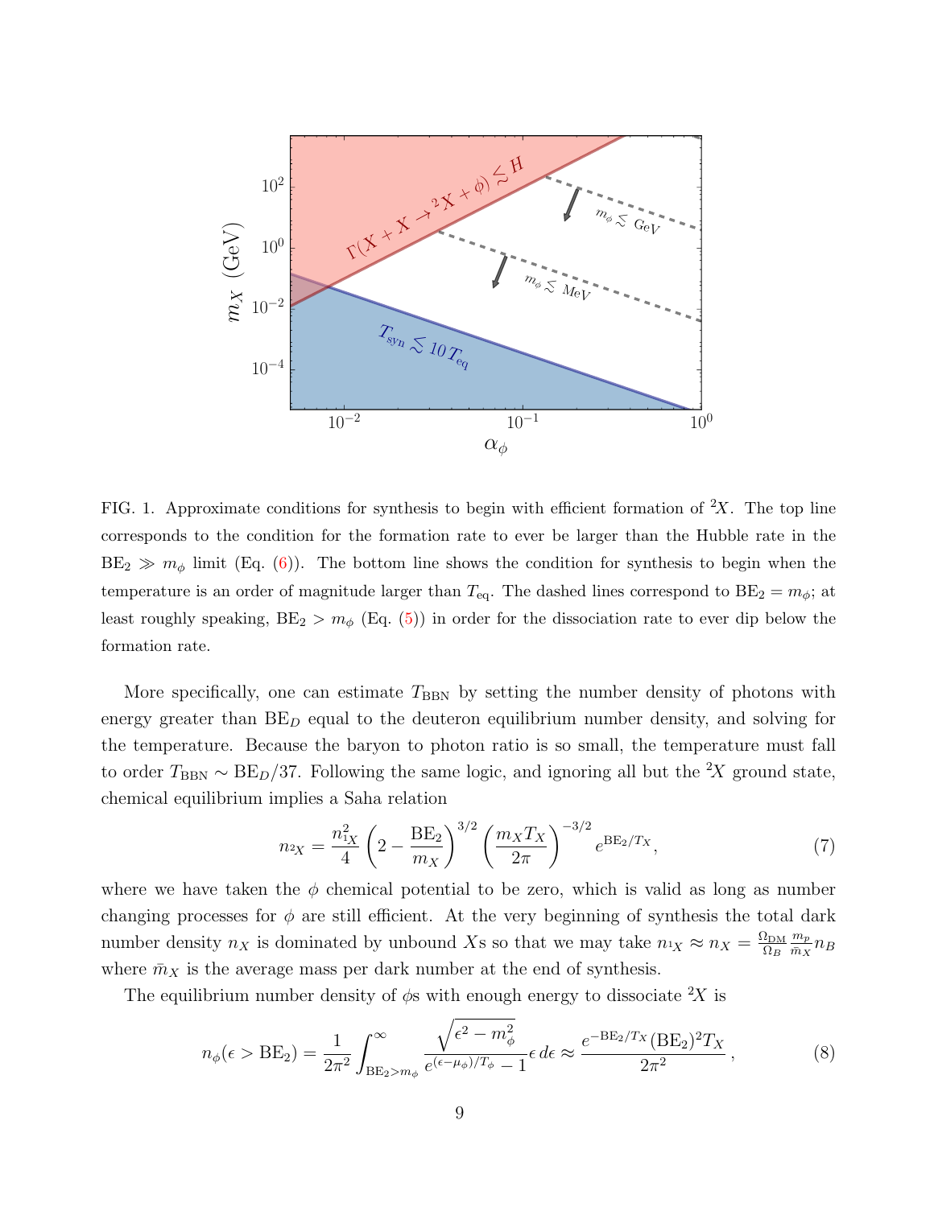FIG. 1. Approximate conditions for synthesis to begin with efficient formation of ${}^2X$. The top line corresponds to the condition for the formation rate to ever be larger than the Hubble rate in the $\mathrm{BE}_2 \gg m_\phi$ limit (Eq. (6)). The bottom line shows the condition for synthesis to begin when the temperature is an order of magnitude larger than $T_{\rm eq}$. The dashed lines correspond to $\mathrm{BE}_2 = m_\phi$; at least roughly speaking, $\mathrm{BE}_2 > m_\phi$ (Eq. (5)) in order for the dissociation rate to ever dip below the formation rate.

More specifically, one can estimate $T_{\rm BBN}$ by setting the number density of photons with energy greater than $\mathrm{BE}_D$ equal to the deuteron equilibrium number density, and solving for the temperature. Because the baryon to photon ratio is so small, the temperature must fall to order $T_{\rm BBN} \sim \mathrm{BE}_D/37$. Following the same logic, and ignoring all but the ${}^2X$ ground state, chemical equilibrium implies a Saha relation

$$n_{{}^2X} = \frac{n_{{}^1X}^2}{4}\left(2 - \frac{\mathrm{BE}_2}{m_X}\right)^{3/2}\left(\frac{m_X T_X}{2\pi}\right)^{-3/2} e^{\mathrm{BE}_2/T_X}, \tag{7}$$

where we have taken the $\phi$ chemical potential to be zero, which is valid as long as number changing processes for $\phi$ are still efficient. At the very beginning of synthesis the total dark number density $n_X$ is dominated by unbound $X$s so that we may take $n_{{}^1X} \approx n_X = \frac{\Omega_{\rm DM}}{\Omega_B}\frac{m_p}{\bar{m}_X} n_B$ where $\bar{m}_X$ is the average mass per dark number at the end of synthesis.

The equilibrium number density of $\phi$s with enough energy to dissociate ${}^2X$ is

$$n_\phi(\epsilon > \mathrm{BE}_2) = \frac{1}{2\pi^2}\int_{\mathrm{BE}_2 > m_\phi}^{\infty} \frac{\sqrt{\epsilon^2 - m_\phi^2}}{e^{(\epsilon - \mu_\phi)/T_\phi} - 1}\epsilon\, d\epsilon \approx \frac{e^{-\mathrm{BE}_2/T_X}(\mathrm{BE}_2)^2 T_X}{2\pi^2}\,, \tag{8}$$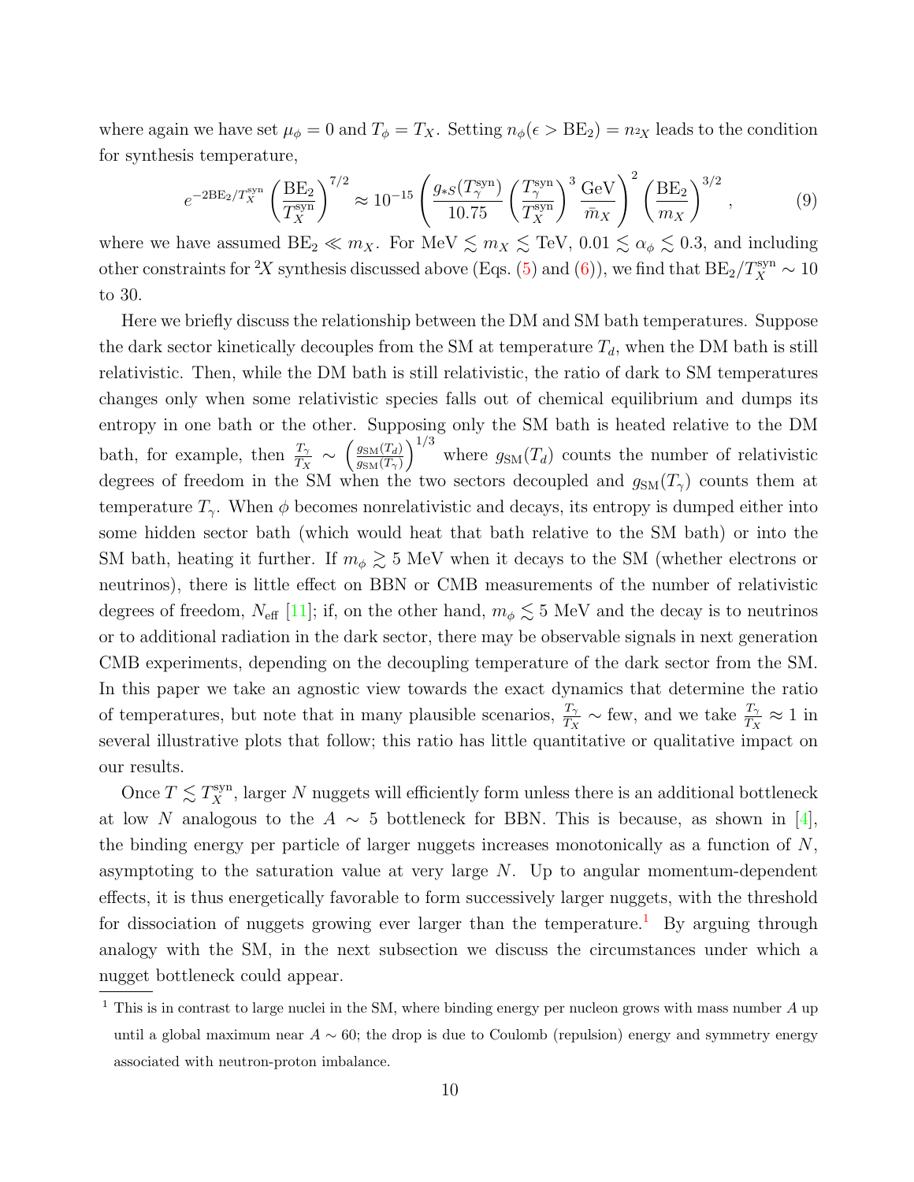where again we have set $\mu_\phi = 0$ and $T_\phi = T_X$. Setting $n_\phi(\epsilon > \mathrm{BE}_2) = n_{{}^2X}$ leads to the condition for synthesis temperature,

$$e^{-2\mathrm{BE}_2/T_X^{\rm syn}} \left(\frac{\mathrm{BE}_2}{T_X^{\rm syn}}\right)^{7/2} \approx 10^{-15} \left(\frac{g_{*S}(T_\gamma^{\rm syn})}{10.75} \left(\frac{T_\gamma^{\rm syn}}{T_X^{\rm syn}}\right)^3 \frac{\rm GeV}{\bar{m}_X}\right)^2 \left(\frac{\mathrm{BE}_2}{m_X}\right)^{3/2} , \tag{9}$$

where we have assumed $\mathrm{BE}_2 \ll m_X$. For MeV $\lesssim m_X \lesssim$ TeV, $0.01 \lesssim \alpha_\phi \lesssim 0.3$, and including other constraints for ${}^2X$ synthesis discussed above (Eqs. (5) and (6)), we find that $\mathrm{BE}_2/T_X^{\rm syn} \sim 10$ to 30.

Here we briefly discuss the relationship between the DM and SM bath temperatures. Suppose the dark sector kinetically decouples from the SM at temperature $T_d$, when the DM bath is still relativistic. Then, while the DM bath is still relativistic, the ratio of dark to SM temperatures changes only when some relativistic species falls out of chemical equilibrium and dumps its entropy in one bath or the other. Supposing only the SM bath is heated relative to the DM bath, for example, then $\frac{T_\gamma}{T_X} \sim \left(\frac{g_{\rm SM}(T_d)}{g_{\rm SM}(T_\gamma)}\right)^{1/3}$ where $g_{\rm SM}(T_d)$ counts the number of relativistic degrees of freedom in the SM when the two sectors decoupled and $g_{\rm SM}(T_\gamma)$ counts them at temperature $T_\gamma$. When $\phi$ becomes nonrelativistic and decays, its entropy is dumped either into some hidden sector bath (which would heat that bath relative to the SM bath) or into the SM bath, heating it further. If $m_\phi \gtrsim 5$ MeV when it decays to the SM (whether electrons or neutrinos), there is little effect on BBN or CMB measurements of the number of relativistic degrees of freedom, $N_{\rm eff}$ [11]; if, on the other hand, $m_\phi \lesssim 5$ MeV and the decay is to neutrinos or to additional radiation in the dark sector, there may be observable signals in next generation CMB experiments, depending on the decoupling temperature of the dark sector from the SM. In this paper we take an agnostic view towards the exact dynamics that determine the ratio of temperatures, but note that in many plausible scenarios, $\frac{T_\gamma}{T_X} \sim$ few, and we take $\frac{T_\gamma}{T_X} \approx 1$ in several illustrative plots that follow; this ratio has little quantitative or qualitative impact on our results.

Once $T \lesssim T_X^{\rm syn}$, larger $N$ nuggets will efficiently form unless there is an additional bottleneck at low $N$ analogous to the $A \sim 5$ bottleneck for BBN. This is because, as shown in [4], the binding energy per particle of larger nuggets increases monotonically as a function of $N$, asymptoting to the saturation value at very large $N$. Up to angular momentum-dependent effects, it is thus energetically favorable to form successively larger nuggets, with the threshold for dissociation of nuggets growing ever larger than the temperature.[1] By arguing through analogy with the SM, in the next subsection we discuss the circumstances under which a nugget bottleneck could appear.

[1] This is in contrast to large nuclei in the SM, where binding energy per nucleon grows with mass number $A$ up until a global maximum near $A \sim 60$; the drop is due to Coulomb (repulsion) energy and symmetry energy associated with neutron-proton imbalance.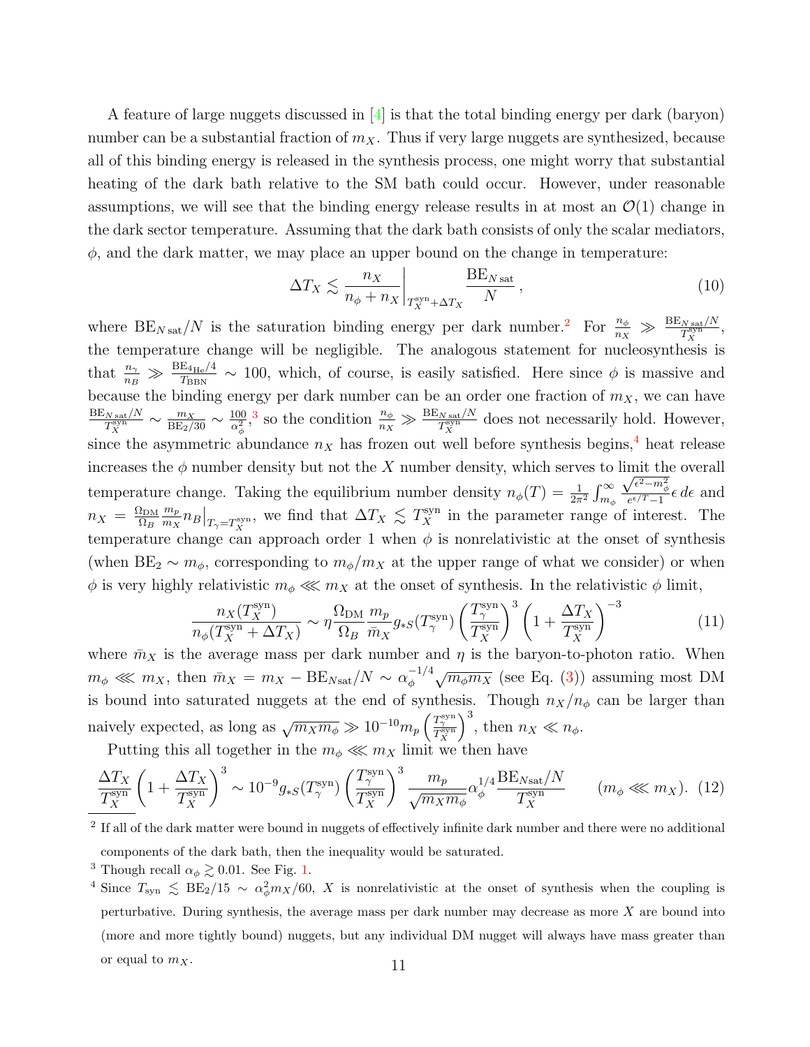A feature of large nuggets discussed in [4] is that the total binding energy per dark (baryon) number can be a substantial fraction of $m_X$. Thus if very large nuggets are synthesized, because all of this binding energy is released in the synthesis process, one might worry that substantial heating of the dark bath relative to the SM bath could occur. However, under reasonable assumptions, we will see that the binding energy release results in at most an $\mathcal{O}(1)$ change in the dark sector temperature. Assuming that the dark bath consists of only the scalar mediators, $\phi$, and the dark matter, we may place an upper bound on the change in temperature:

$$\Delta T_X \lesssim \left.\frac{n_X}{n_\phi + n_X}\right|_{T_X^{\rm syn}+\Delta T_X} \frac{{\rm BE}_{N\,{\rm sat}}}{N}\,, \tag{10}$$

where ${\rm BE}_{N\,{\rm sat}}/N$ is the saturation binding energy per dark number.[2] For $\frac{n_\phi}{n_X} \gg \frac{{\rm BE}_{N\,{\rm sat}}/N}{T_X^{\rm syn}}$, the temperature change will be negligible. The analogous statement for nucleosynthesis is that $\frac{n_\gamma}{n_B} \gg \frac{{\rm BE}_{^4{\rm He}}/4}{T_{\rm BBN}} \sim 100$, which, of course, is easily satisfied. Here since $\phi$ is massive and because the binding energy per dark number can be an order one fraction of $m_X$, we can have $\frac{{\rm BE}_{N\,{\rm sat}}/N}{T_X^{\rm syn}} \sim \frac{m_X}{{\rm BE}_2/30} \sim \frac{100}{\alpha_\phi^2}$,[3] so the condition $\frac{n_\phi}{n_X} \gg \frac{{\rm BE}_{N\,{\rm sat}}/N}{T_X^{\rm syn}}$ does not necessarily hold. However, since the asymmetric abundance $n_X$ has frozen out well before synthesis begins,[4] heat release increases the $\phi$ number density but not the $X$ number density, which serves to limit the overall temperature change. Taking the equilibrium number density $n_\phi(T) = \frac{1}{2\pi^2}\int_{m_\phi}^\infty \frac{\sqrt{\epsilon^2 - m_\phi^2}}{e^{\epsilon/T}-1}\epsilon\, d\epsilon$ and $n_X = \frac{\Omega_{\rm DM}}{\Omega_B}\frac{m_p}{m_X} n_B\big|_{T_\gamma = T_X^{\rm syn}}$, we find that $\Delta T_X \lesssim T_X^{\rm syn}$ in the parameter range of interest. The temperature change can approach order 1 when $\phi$ is nonrelativistic at the onset of synthesis (when ${\rm BE}_2 \sim m_\phi$, corresponding to $m_\phi/m_X$ at the upper range of what we consider) or when $\phi$ is very highly relativistic $m_\phi \lll m_X$ at the onset of synthesis. In the relativistic $\phi$ limit,

$$\frac{n_X(T_X^{\rm syn})}{n_\phi(T_X^{\rm syn}+\Delta T_X)} \sim \eta \frac{\Omega_{\rm DM}}{\Omega_B}\frac{m_p}{\bar{m}_X} g_{*S}(T_\gamma^{\rm syn}) \left(\frac{T_\gamma^{\rm syn}}{T_X^{\rm syn}}\right)^3 \left(1 + \frac{\Delta T_X}{T_X^{\rm syn}}\right)^{-3} \tag{11}$$

where $\bar{m}_X$ is the average mass per dark number and $\eta$ is the baryon-to-photon ratio. When $m_\phi \lll m_X$, then $\bar{m}_X = m_X - {\rm BE}_{N{\rm sat}}/N \sim \alpha_\phi^{-1/4}\sqrt{m_\phi m_X}$ (see Eq. (3)) assuming most DM is bound into saturated nuggets at the end of synthesis. Though $n_X/n_\phi$ can be larger than naively expected, as long as $\sqrt{m_X m_\phi} \gg 10^{-10} m_p \left(\frac{T_\gamma^{\rm syn}}{T_X^{\rm syn}}\right)^3$, then $n_X \ll n_\phi$.

Putting this all together in the $m_\phi \lll m_X$ limit we then have

$$\frac{\Delta T_X}{T_X^{\rm syn}}\left(1+\frac{\Delta T_X}{T_X^{\rm syn}}\right)^3 \sim 10^{-9} g_{*S}(T_\gamma^{\rm syn}) \left(\frac{T_\gamma^{\rm syn}}{T_X^{\rm syn}}\right)^3 \frac{m_p}{\sqrt{m_X m_\phi}} \alpha_\phi^{1/4} \frac{{\rm BE}_{N{\rm sat}}/N}{T_X^{\rm syn}} \qquad (m_\phi \lll m_X). \tag{12}$$

---

[2] If all of the dark matter were bound in nuggets of effectively infinite dark number and there were no additional components of the dark bath, then the inequality would be saturated.

[3] Though recall $\alpha_\phi \gtrsim 0.01$. See Fig. 1.

[4] Since $T_{\rm syn} \lesssim {\rm BE}_2/15 \sim \alpha_\phi^2 m_X/60$, $X$ is nonrelativistic at the onset of synthesis when the coupling is perturbative. During synthesis, the average mass per dark number may decrease as more $X$ are bound into (more and more tightly bound) nuggets, but any individual DM nugget will always have mass greater than or equal to $m_X$.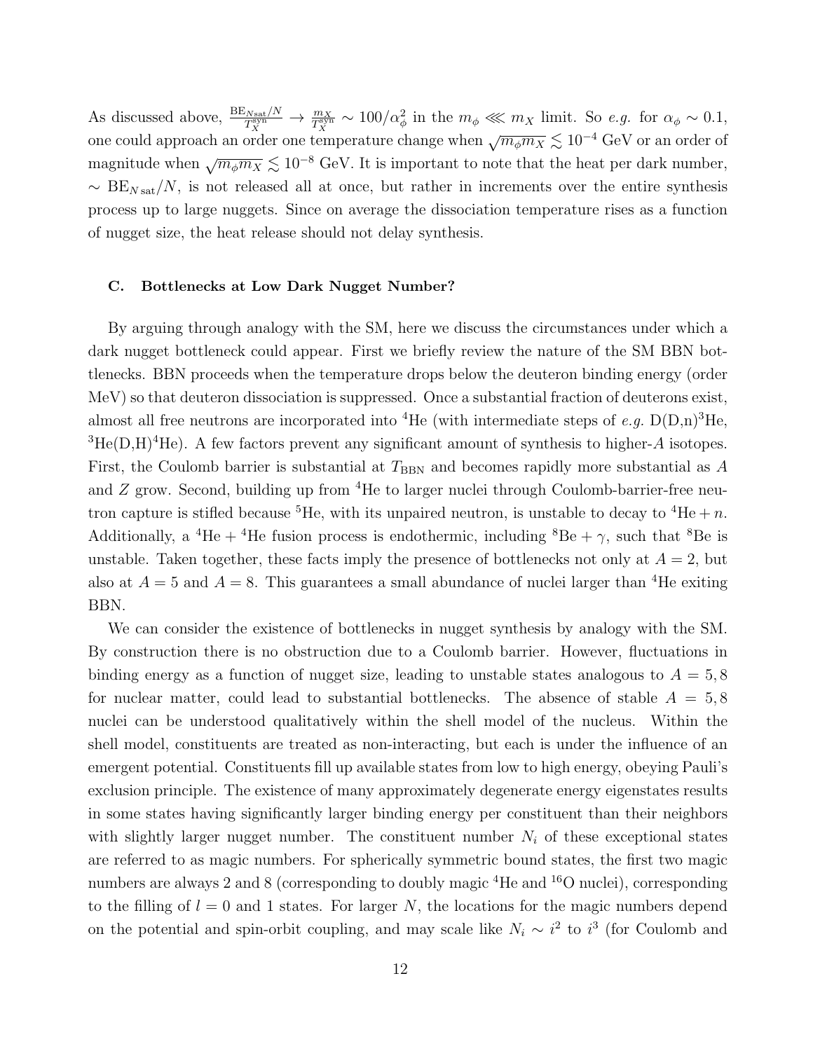As discussed above, $\frac{\text{BE}_{N\text{sat}}/N}{T_X^{\text{syn}}} \to \frac{m_X}{T_X^{\text{syn}}} \sim 100/\alpha_\phi^2$ in the $m_\phi \lll m_X$ limit. So *e.g.* for $\alpha_\phi \sim 0.1$, one could approach an order one temperature change when $\sqrt{m_\phi m_X} \lesssim 10^{-4}$ GeV or an order of magnitude when $\sqrt{m_\phi m_X} \lesssim 10^{-8}$ GeV. It is important to note that the heat per dark number, $\sim \text{BE}_{N\,\text{sat}}/N$, is not released all at once, but rather in increments over the entire synthesis process up to large nuggets. Since on average the dissociation temperature rises as a function of nugget size, the heat release should not delay synthesis.

### C. Bottlenecks at Low Dark Nugget Number?

By arguing through analogy with the SM, here we discuss the circumstances under which a dark nugget bottleneck could appear. First we briefly review the nature of the SM BBN bottlenecks. BBN proceeds when the temperature drops below the deuteron binding energy (order MeV) so that deuteron dissociation is suppressed. Once a substantial fraction of deuterons exist, almost all free neutrons are incorporated into $^4$He (with intermediate steps of *e.g.* D(D,n)$^3$He, $^3$He(D,H)$^4$He). A few factors prevent any significant amount of synthesis to higher-$A$ isotopes. First, the Coulomb barrier is substantial at $T_{\text{BBN}}$ and becomes rapidly more substantial as $A$ and $Z$ grow. Second, building up from $^4$He to larger nuclei through Coulomb-barrier-free neutron capture is stifled because $^5$He, with its unpaired neutron, is unstable to decay to $^4\text{He} + n$. Additionally, a $^4\text{He} + {}^4\text{He}$ fusion process is endothermic, including $^8\text{Be} + \gamma$, such that $^8$Be is unstable. Taken together, these facts imply the presence of bottlenecks not only at $A = 2$, but also at $A = 5$ and $A = 8$. This guarantees a small abundance of nuclei larger than $^4$He exiting BBN.

We can consider the existence of bottlenecks in nugget synthesis by analogy with the SM. By construction there is no obstruction due to a Coulomb barrier. However, fluctuations in binding energy as a function of nugget size, leading to unstable states analogous to $A = 5, 8$ for nuclear matter, could lead to substantial bottlenecks. The absence of stable $A = 5, 8$ nuclei can be understood qualitatively within the shell model of the nucleus. Within the shell model, constituents are treated as non-interacting, but each is under the influence of an emergent potential. Constituents fill up available states from low to high energy, obeying Pauli's exclusion principle. The existence of many approximately degenerate energy eigenstates results in some states having significantly larger binding energy per constituent than their neighbors with slightly larger nugget number. The constituent number $N_i$ of these exceptional states are referred to as magic numbers. For spherically symmetric bound states, the first two magic numbers are always 2 and 8 (corresponding to doubly magic $^4$He and $^{16}$O nuclei), corresponding to the filling of $l = 0$ and 1 states. For larger $N$, the locations for the magic numbers depend on the potential and spin-orbit coupling, and may scale like $N_i \sim i^2$ to $i^3$ (for Coulomb and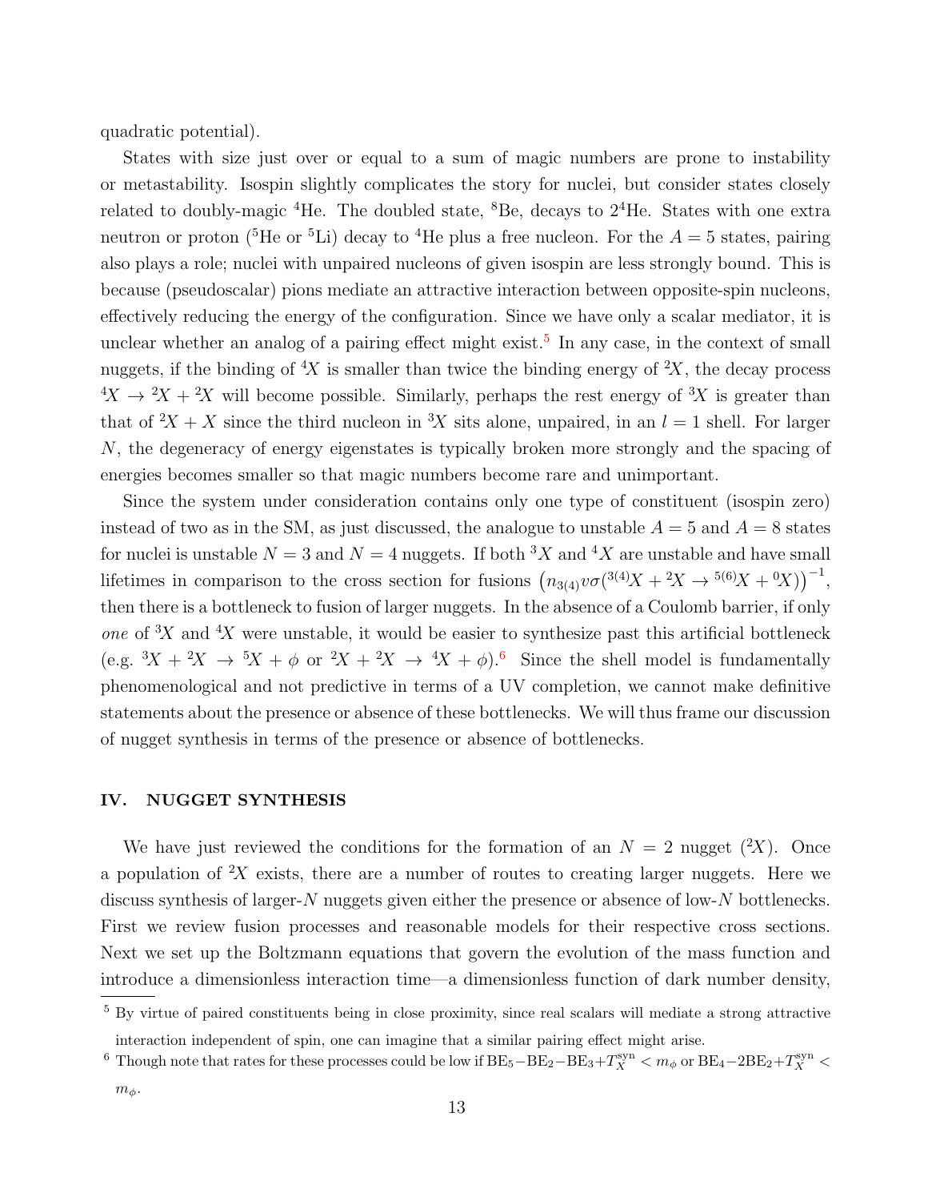quadratic potential).

States with size just over or equal to a sum of magic numbers are prone to instability or metastability. Isospin slightly complicates the story for nuclei, but consider states closely related to doubly-magic $^4$He. The doubled state, $^8$Be, decays to $2^4$He. States with one extra neutron or proton ($^5$He or $^5$Li) decay to $^4$He plus a free nucleon. For the $A = 5$ states, pairing also plays a role; nuclei with unpaired nucleons of given isospin are less strongly bound. This is because (pseudoscalar) pions mediate an attractive interaction between opposite-spin nucleons, effectively reducing the energy of the configuration. Since we have only a scalar mediator, it is unclear whether an analog of a pairing effect might exist.[5] In any case, in the context of small nuggets, if the binding of $^4X$ is smaller than twice the binding energy of $^2X$, the decay process $^4X \to {}^2X + {}^2X$ will become possible. Similarly, perhaps the rest energy of $^3X$ is greater than that of $^2X + X$ since the third nucleon in $^3X$ sits alone, unpaired, in an $l = 1$ shell. For larger $N$, the degeneracy of energy eigenstates is typically broken more strongly and the spacing of energies becomes smaller so that magic numbers become rare and unimportant.

Since the system under consideration contains only one type of constituent (isospin zero) instead of two as in the SM, as just discussed, the analogue to unstable $A = 5$ and $A = 8$ states for nuclei is unstable $N = 3$ and $N = 4$ nuggets. If both $^3X$ and $^4X$ are unstable and have small lifetimes in comparison to the cross section for fusions $\left(n_{3(4)} v\sigma({}^{3(4)}X + {}^2X \to {}^{5(6)}X + {}^0X)\right)^{-1}$, then there is a bottleneck to fusion of larger nuggets. In the absence of a Coulomb barrier, if only *one* of $^3X$ and $^4X$ were unstable, it would be easier to synthesize past this artificial bottleneck (e.g. $^3X + {}^2X \to {}^5X + \phi$ or $^2X + {}^2X \to {}^4X + \phi$).[6] Since the shell model is fundamentally phenomenological and not predictive in terms of a UV completion, we cannot make definitive statements about the presence or absence of these bottlenecks. We will thus frame our discussion of nugget synthesis in terms of the presence or absence of bottlenecks.

## IV. NUGGET SYNTHESIS

We have just reviewed the conditions for the formation of an $N = 2$ nugget ($^2X$). Once a population of $^2X$ exists, there are a number of routes to creating larger nuggets. Here we discuss synthesis of larger-$N$ nuggets given either the presence or absence of low-$N$ bottlenecks. First we review fusion processes and reasonable models for their respective cross sections. Next we set up the Boltzmann equations that govern the evolution of the mass function and introduce a dimensionless interaction time—a dimensionless function of dark number density,

[5] By virtue of paired constituents being in close proximity, since real scalars will mediate a strong attractive interaction independent of spin, one can imagine that a similar pairing effect might arise.

[6] Though note that rates for these processes could be low if $\mathrm{BE}_5 - \mathrm{BE}_2 - \mathrm{BE}_3 + T_X^{\mathrm{syn}} < m_\phi$ or $\mathrm{BE}_4 - 2\mathrm{BE}_2 + T_X^{\mathrm{syn}} < m_\phi$.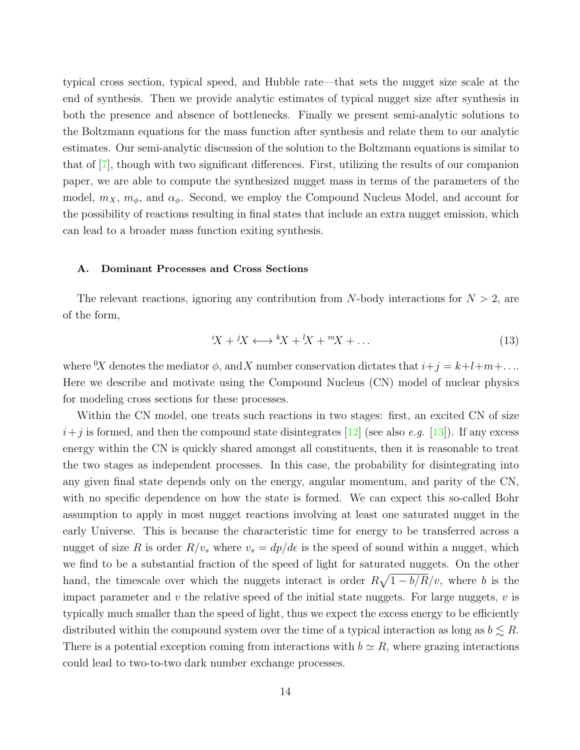typical cross section, typical speed, and Hubble rate—that sets the nugget size scale at the end of synthesis. Then we provide analytic estimates of typical nugget size after synthesis in both the presence and absence of bottlenecks. Finally we present semi-analytic solutions to the Boltzmann equations for the mass function after synthesis and relate them to our analytic estimates. Our semi-analytic discussion of the solution to the Boltzmann equations is similar to that of [7], though with two significant differences. First, utilizing the results of our companion paper, we are able to compute the synthesized nugget mass in terms of the parameters of the model, $m_X$, $m_\phi$, and $\alpha_\phi$. Second, we employ the Compound Nucleus Model, and account for the possibility of reactions resulting in final states that include an extra nugget emission, which can lead to a broader mass function exiting synthesis.

### A. Dominant Processes and Cross Sections

The relevant reactions, ignoring any contribution from $N$-body interactions for $N > 2$, are of the form,

$$ {}^{i}X + {}^{j}X \longleftrightarrow {}^{k}X + {}^{l}X + {}^{m}X + \dots \tag{13} $$

where ${}^{0}X$ denotes the mediator $\phi$, and$X$ number conservation dictates that $i+j = k+l+m+\dots$. Here we describe and motivate using the Compound Nucleus (CN) model of nuclear physics for modeling cross sections for these processes.

Within the CN model, one treats such reactions in two stages: first, an excited CN of size $i+j$ is formed, and then the compound state disintegrates [12] (see also *e.g.* [13]). If any excess energy within the CN is quickly shared amongst all constituents, then it is reasonable to treat the two stages as independent processes. In this case, the probability for disintegrating into any given final state depends only on the energy, angular momentum, and parity of the CN, with no specific dependence on how the state is formed. We can expect this so-called Bohr assumption to apply in most nugget reactions involving at least one saturated nugget in the early Universe. This is because the characteristic time for energy to be transferred across a nugget of size $R$ is order $R/v_s$ where $v_s = dp/d\epsilon$ is the speed of sound within a nugget, which we find to be a substantial fraction of the speed of light for saturated nuggets. On the other hand, the timescale over which the nuggets interact is order $R\sqrt{1 - b/R}/v$, where $b$ is the impact parameter and $v$ the relative speed of the initial state nuggets. For large nuggets, $v$ is typically much smaller than the speed of light, thus we expect the excess energy to be efficiently distributed within the compound system over the time of a typical interaction as long as $b \lesssim R$. There is a potential exception coming from interactions with $b \simeq R$, where grazing interactions could lead to two-to-two dark number exchange processes.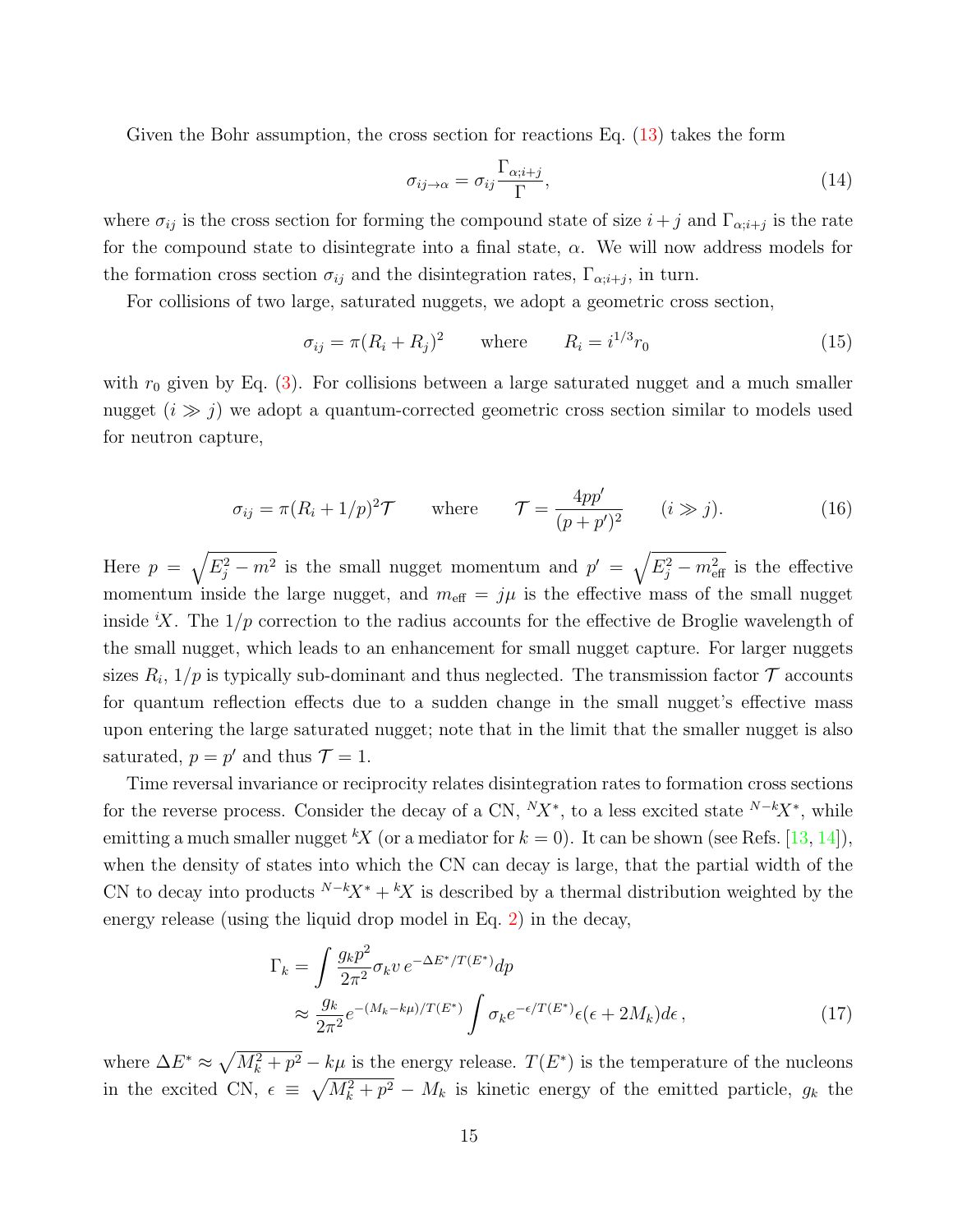Given the Bohr assumption, the cross section for reactions Eq. (13) takes the form

$$\sigma_{ij\to\alpha} = \sigma_{ij}\frac{\Gamma_{\alpha;i+j}}{\Gamma}, \tag{14}$$

where $\sigma_{ij}$ is the cross section for forming the compound state of size $i+j$ and $\Gamma_{\alpha;i+j}$ is the rate for the compound state to disintegrate into a final state, $\alpha$. We will now address models for the formation cross section $\sigma_{ij}$ and the disintegration rates, $\Gamma_{\alpha;i+j}$, in turn.

For collisions of two large, saturated nuggets, we adopt a geometric cross section,

$$\sigma_{ij} = \pi(R_i + R_j)^2 \qquad \text{where} \qquad R_i = i^{1/3} r_0 \tag{15}$$

with $r_0$ given by Eq. (3). For collisions between a large saturated nugget and a much smaller nugget ($i \gg j$) we adopt a quantum-corrected geometric cross section similar to models used for neutron capture,

$$\sigma_{ij} = \pi(R_i + 1/p)^2 \mathcal{T} \qquad \text{where} \qquad \mathcal{T} = \frac{4pp'}{(p+p')^2} \qquad (i \gg j). \tag{16}$$

Here $p = \sqrt{E_j^2 - m^2}$ is the small nugget momentum and $p' = \sqrt{E_j^2 - m_{\rm eff}^2}$ is the effective momentum inside the large nugget, and $m_{\rm eff} = j\mu$ is the effective mass of the small nugget inside ${}^iX$. The $1/p$ correction to the radius accounts for the effective de Broglie wavelength of the small nugget, which leads to an enhancement for small nugget capture. For larger nuggets sizes $R_i$, $1/p$ is typically sub-dominant and thus neglected. The transmission factor $\mathcal{T}$ accounts for quantum reflection effects due to a sudden change in the small nugget's effective mass upon entering the large saturated nugget; note that in the limit that the smaller nugget is also saturated, $p = p'$ and thus $\mathcal{T} = 1$.

Time reversal invariance or reciprocity relates disintegration rates to formation cross sections for the reverse process. Consider the decay of a CN, ${}^NX^*$, to a less excited state ${}^{N-k}X^*$, while emitting a much smaller nugget ${}^kX$ (or a mediator for $k=0$). It can be shown (see Refs. [13, 14]), when the density of states into which the CN can decay is large, that the partial width of the CN to decay into products ${}^{N-k}X^* + {}^kX$ is described by a thermal distribution weighted by the energy release (using the liquid drop model in Eq. 2) in the decay,

$$\begin{aligned}\Gamma_k &= \int \frac{g_k p^2}{2\pi^2}\sigma_k v\, e^{-\Delta E^*/T(E^*)} dp \\ &\approx \frac{g_k}{2\pi^2} e^{-(M_k - k\mu)/T(E^*)} \int \sigma_k e^{-\epsilon/T(E^*)}\epsilon(\epsilon + 2M_k) d\epsilon\,,\end{aligned} \tag{17}$$

where $\Delta E^* \approx \sqrt{M_k^2 + p^2} - k\mu$ is the energy release. $T(E^*)$ is the temperature of the nucleons in the excited CN, $\epsilon \equiv \sqrt{M_k^2 + p^2} - M_k$ is kinetic energy of the emitted particle, $g_k$ the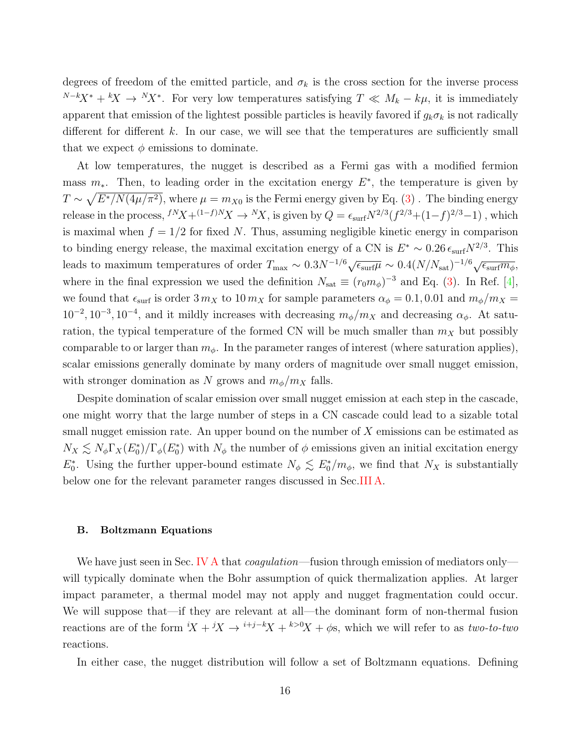degrees of freedom of the emitted particle, and $\sigma_k$ is the cross section for the inverse process ${}^{N-k}X^* + {}^kX \to {}^NX^*$. For very low temperatures satisfying $T \ll M_k - k\mu$, it is immediately apparent that emission of the lightest possible particles is heavily favored if $g_k\sigma_k$ is not radically different for different $k$. In our case, we will see that the temperatures are sufficiently small that we expect $\phi$ emissions to dominate.

At low temperatures, the nugget is described as a Fermi gas with a modified fermion mass $m_*$. Then, to leading order in the excitation energy $E^*$, the temperature is given by $T \sim \sqrt{E^*/N(4\mu/\pi^2)}$, where $\mu = m_{X0}$ is the Fermi energy given by Eq. (3) . The binding energy release in the process, ${}^{fN}X + {}^{(1-f)N}X \to {}^NX$, is given by $Q = \epsilon_{\rm surf} N^{2/3}(f^{2/3} + (1-f)^{2/3} - 1)$ , which is maximal when $f = 1/2$ for fixed $N$. Thus, assuming negligible kinetic energy in comparison to binding energy release, the maximal excitation energy of a CN is $E^* \sim 0.26\,\epsilon_{\rm surf} N^{2/3}$. This leads to maximum temperatures of order $T_{\rm max} \sim 0.3 N^{-1/6}\sqrt{\epsilon_{\rm surf}\mu} \sim 0.4 (N/N_{\rm sat})^{-1/6}\sqrt{\epsilon_{\rm surf} m_\phi}$, where in the final expression we used the definition $N_{\rm sat} \equiv (r_0 m_\phi)^{-3}$ and Eq. (3). In Ref. [4], we found that $\epsilon_{\rm surf}$ is order $3\,m_X$ to $10\,m_X$ for sample parameters $\alpha_\phi = 0.1, 0.01$ and $m_\phi/m_X = 10^{-2}, 10^{-3}, 10^{-4}$, and it mildly increases with decreasing $m_\phi/m_X$ and decreasing $\alpha_\phi$. At saturation, the typical temperature of the formed CN will be much smaller than $m_X$ but possibly comparable to or larger than $m_\phi$. In the parameter ranges of interest (where saturation applies), scalar emissions generally dominate by many orders of magnitude over small nugget emission, with stronger domination as $N$ grows and $m_\phi/m_X$ falls.

Despite domination of scalar emission over small nugget emission at each step in the cascade, one might worry that the large number of steps in a CN cascade could lead to a sizable total small nugget emission rate. An upper bound on the number of $X$ emissions can be estimated as $N_X \lesssim N_\phi \Gamma_X(E_0^*)/\Gamma_\phi(E_0^*)$ with $N_\phi$ the number of $\phi$ emissions given an initial excitation energy $E_0^*$. Using the further upper-bound estimate $N_\phi \lesssim E_0^*/m_\phi$, we find that $N_X$ is substantially below one for the relevant parameter ranges discussed in Sec. III A.

### B. Boltzmann Equations

We have just seen in Sec. IV A that *coagulation*—fusion through emission of mediators only—will typically dominate when the Bohr assumption of quick thermalization applies. At larger impact parameter, a thermal model may not apply and nugget fragmentation could occur. We will suppose that—if they are relevant at all—the dominant form of non-thermal fusion reactions are of the form ${}^iX + {}^jX \to {}^{i+j-k}X + {}^{k>0}X + \phi$s, which we will refer to as *two-to-two* reactions.

In either case, the nugget distribution will follow a set of Boltzmann equations. Defining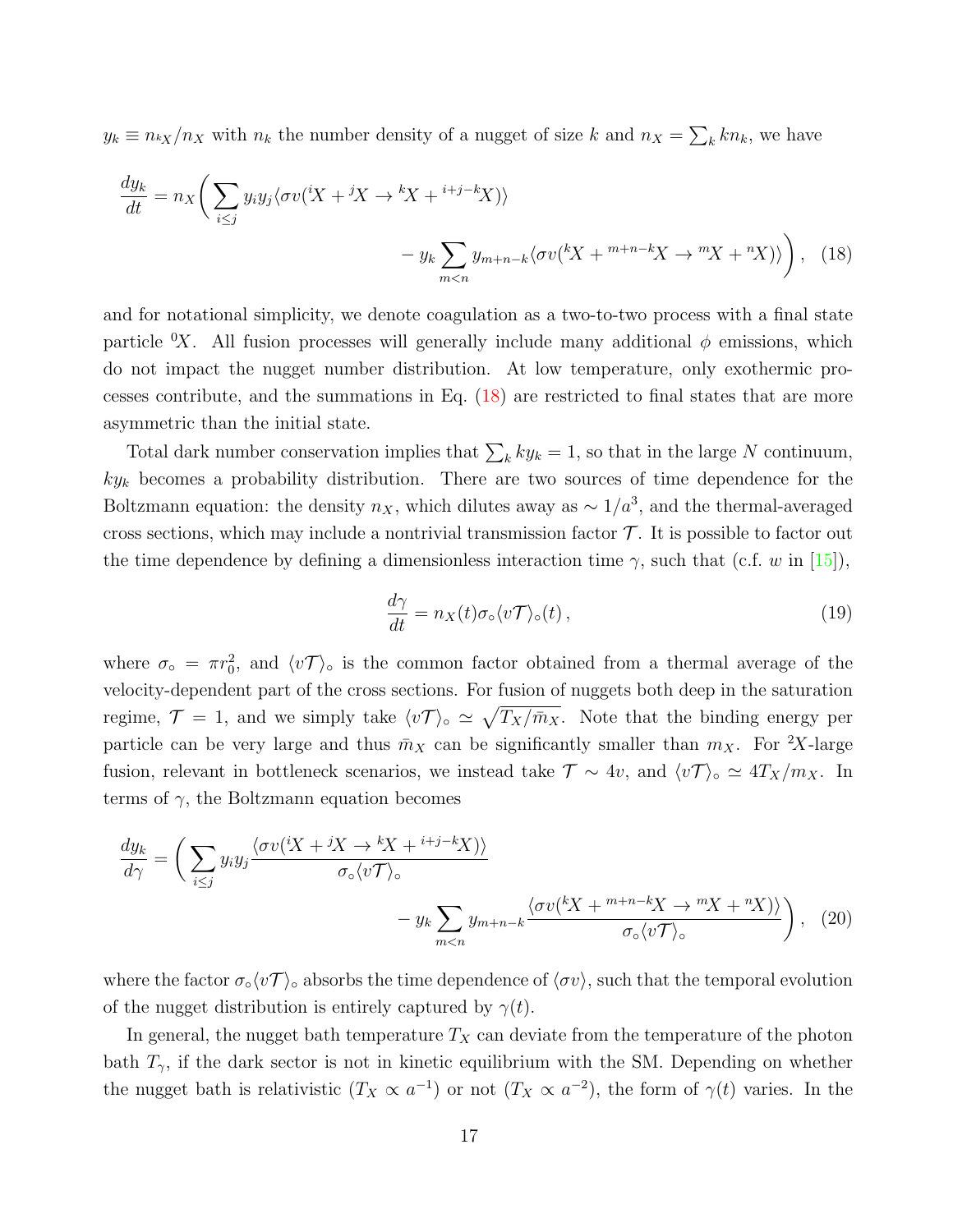$y_k \equiv n_{{}^kX}/n_X$ with $n_k$ the number density of a nugget of size $k$ and $n_X = \sum_k k n_k$, we have

$$\frac{dy_k}{dt} = n_X \Bigg( \sum_{i\le j} y_i y_j \langle \sigma v({}^iX + {}^jX \to {}^kX + {}^{i+j-k}X)\rangle \\ - y_k \sum_{m<n} y_{m+n-k} \langle \sigma v({}^kX + {}^{m+n-k}X \to {}^mX + {}^nX)\rangle \Bigg)\,, \quad (18)$$

and for notational simplicity, we denote coagulation as a two-to-two process with a final state particle ${}^0X$. All fusion processes will generally include many additional $\phi$ emissions, which do not impact the nugget number distribution. At low temperature, only exothermic processes contribute, and the summations in Eq. (18) are restricted to final states that are more asymmetric than the initial state.

Total dark number conservation implies that $\sum_k k y_k = 1$, so that in the large $N$ continuum, $k y_k$ becomes a probability distribution. There are two sources of time dependence for the Boltzmann equation: the density $n_X$, which dilutes away as $\sim 1/a^3$, and the thermal-averaged cross sections, which may include a nontrivial transmission factor $\mathcal{T}$. It is possible to factor out the time dependence by defining a dimensionless interaction time $\gamma$, such that (c.f. $w$ in [15]),

$$\frac{d\gamma}{dt} = n_X(t)\sigma_\circ \langle v\mathcal{T}\rangle_\circ(t)\,, \quad (19)$$

where $\sigma_\circ = \pi r_0^2$, and $\langle v\mathcal{T}\rangle_\circ$ is the common factor obtained from a thermal average of the velocity-dependent part of the cross sections. For fusion of nuggets both deep in the saturation regime, $\mathcal{T} = 1$, and we simply take $\langle v\mathcal{T}\rangle_\circ \simeq \sqrt{T_X/\bar{m}_X}$. Note that the binding energy per particle can be very large and thus $\bar{m}_X$ can be significantly smaller than $m_X$. For ${}^2X$-large fusion, relevant in bottleneck scenarios, we instead take $\mathcal{T} \sim 4v$, and $\langle v\mathcal{T}\rangle_\circ \simeq 4T_X/m_X$. In terms of $\gamma$, the Boltzmann equation becomes

$$\frac{dy_k}{d\gamma} = \Bigg( \sum_{i\le j} y_i y_j \frac{\langle \sigma v({}^iX + {}^jX \to {}^kX + {}^{i+j-k}X)\rangle}{\sigma_\circ \langle v\mathcal{T}\rangle_\circ} \\ - y_k \sum_{m<n} y_{m+n-k} \frac{\langle \sigma v({}^kX + {}^{m+n-k}X \to {}^mX + {}^nX)\rangle}{\sigma_\circ \langle v\mathcal{T}\rangle_\circ} \Bigg)\,, \quad (20)$$

where the factor $\sigma_\circ \langle v\mathcal{T}\rangle_\circ$ absorbs the time dependence of $\langle \sigma v\rangle$, such that the temporal evolution of the nugget distribution is entirely captured by $\gamma(t)$.

In general, the nugget bath temperature $T_X$ can deviate from the temperature of the photon bath $T_\gamma$, if the dark sector is not in kinetic equilibrium with the SM. Depending on whether the nugget bath is relativistic ($T_X \propto a^{-1}$) or not ($T_X \propto a^{-2}$), the form of $\gamma(t)$ varies. In the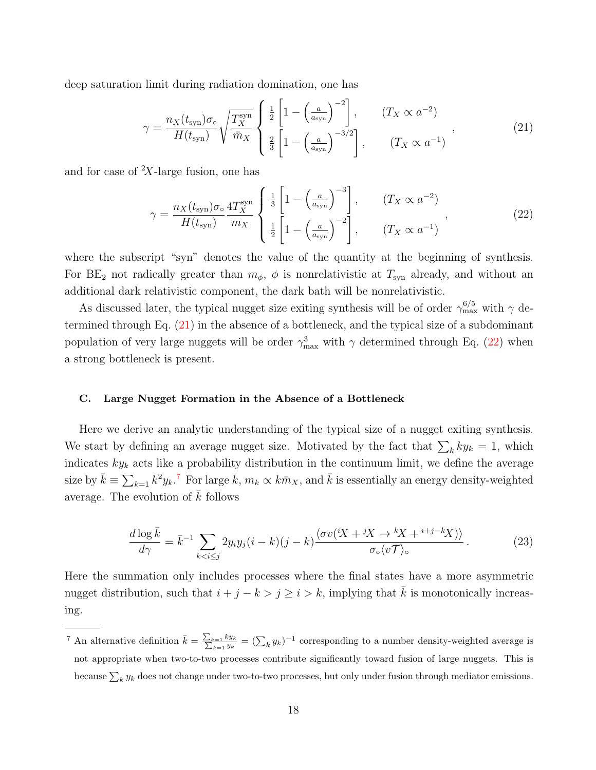deep saturation limit during radiation domination, one has

$$\gamma = \frac{n_X(t_{\rm syn})\sigma_\circ}{H(t_{\rm syn})}\sqrt{\frac{T_X^{\rm syn}}{\bar{m}_X}} \begin{cases} \frac{1}{2}\left[1-\left(\frac{a}{a_{\rm syn}}\right)^{-2}\right], & (T_X \propto a^{-2}) \\ \frac{2}{3}\left[1-\left(\frac{a}{a_{\rm syn}}\right)^{-3/2}\right], & (T_X \propto a^{-1}) \end{cases}, \tag{21}$$

and for case of ${}^2X$-large fusion, one has

$$\gamma = \frac{n_X(t_{\rm syn})\sigma_\circ}{H(t_{\rm syn})}\frac{4T_X^{\rm syn}}{m_X} \begin{cases} \frac{1}{3}\left[1-\left(\frac{a}{a_{\rm syn}}\right)^{-3}\right], & (T_X \propto a^{-2}) \\ \frac{1}{2}\left[1-\left(\frac{a}{a_{\rm syn}}\right)^{-2}\right], & (T_X \propto a^{-1}) \end{cases}, \tag{22}$$

where the subscript "syn" denotes the value of the quantity at the beginning of synthesis. For $\mathrm{BE}_2$ not radically greater than $m_\phi$, $\phi$ is nonrelativistic at $T_{\rm syn}$ already, and without an additional dark relativistic component, the dark bath will be nonrelativistic.

As discussed later, the typical nugget size exiting synthesis will be of order $\gamma_{\rm max}^{6/5}$ with $\gamma$ determined through Eq. (21) in the absence of a bottleneck, and the typical size of a subdominant population of very large nuggets will be order $\gamma_{\rm max}^3$ with $\gamma$ determined through Eq. (22) when a strong bottleneck is present.

### C. Large Nugget Formation in the Absence of a Bottleneck

Here we derive an analytic understanding of the typical size of a nugget exiting synthesis. We start by defining an average nugget size. Motivated by the fact that $\sum_k k y_k = 1$, which indicates $k y_k$ acts like a probability distribution in the continuum limit, we define the average size by $\bar{k} \equiv \sum_{k=1} k^2 y_k$.[7] For large $k$, $m_k \propto k \bar{m}_X$, and $\bar{k}$ is essentially an energy density-weighted average. The evolution of $\bar{k}$ follows

$$\frac{d\log\bar{k}}{d\gamma} = \bar{k}^{-1}\sum_{k<i\leq j} 2y_i y_j (i-k)(j-k)\frac{\langle\sigma v({}^iX + {}^jX \to {}^kX + {}^{i+j-k}X)\rangle}{\sigma_\circ\langle v\mathcal{T}\rangle_\circ}. \tag{23}$$

Here the summation only includes processes where the final states have a more asymmetric nugget distribution, such that $i+j-k > j \geq i > k$, implying that $\bar{k}$ is monotonically increasing.

[7] An alternative definition $\bar{k} = \frac{\sum_{k=1} k y_k}{\sum_{k=1} y_k} = (\sum_k y_k)^{-1}$ corresponding to a number density-weighted average is not appropriate when two-to-two processes contribute significantly toward fusion of large nuggets. This is because $\sum_k y_k$ does not change under two-to-two processes, but only under fusion through mediator emissions.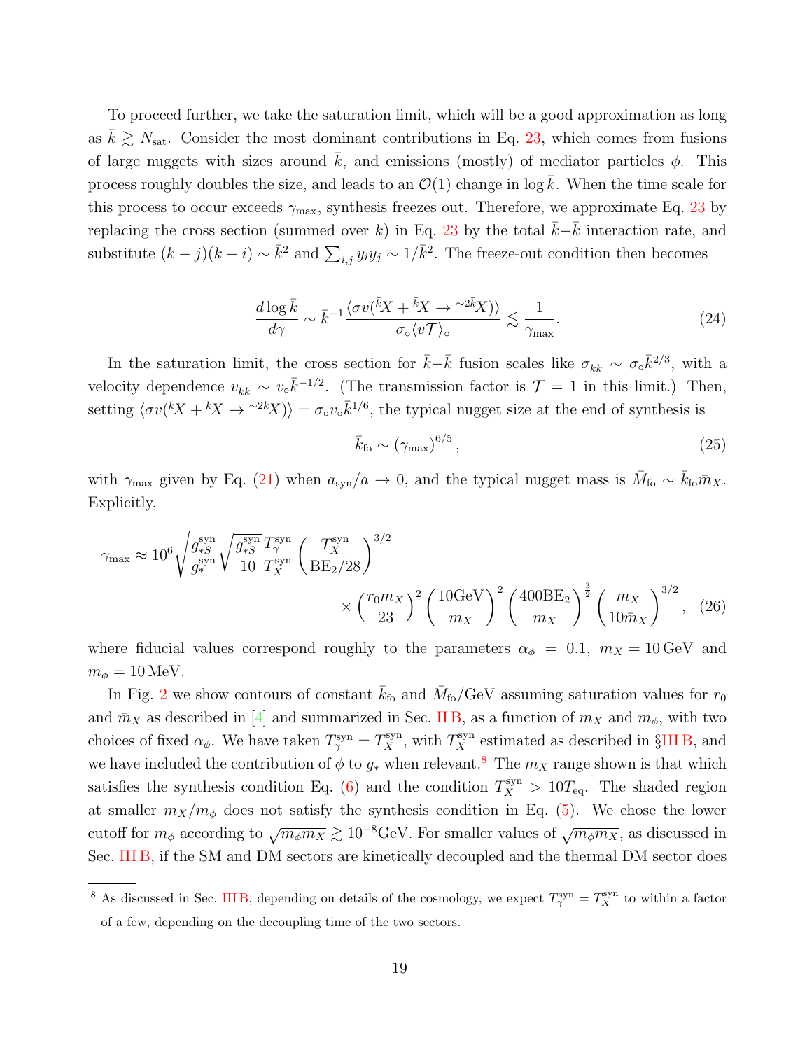To proceed further, we take the saturation limit, which will be a good approximation as long as $\bar{k} \gtrsim N_{\rm sat}$. Consider the most dominant contributions in Eq. 23, which comes from fusions of large nuggets with sizes around $\bar{k}$, and emissions (mostly) of mediator particles $\phi$. This process roughly doubles the size, and leads to an $\mathcal{O}(1)$ change in $\log \bar{k}$. When the time scale for this process to occur exceeds $\gamma_{\rm max}$, synthesis freezes out. Therefore, we approximate Eq. 23 by replacing the cross section (summed over $k$) in Eq. 23 by the total $\bar{k}$–$\bar{k}$ interaction rate, and substitute $(k-j)(k-i) \sim \bar{k}^2$ and $\sum_{i,j} y_i y_j \sim 1/\bar{k}^2$. The freeze-out condition then becomes

$$\frac{d \log \bar{k}}{d\gamma} \sim \bar{k}^{-1} \frac{\langle \sigma v({}^{\bar{k}}X + {}^{\bar{k}}X \to {}^{\sim 2\bar{k}}X) \rangle}{\sigma_\circ \langle v \mathcal{T} \rangle_\circ} \lesssim \frac{1}{\gamma_{\rm max}}. \tag{24}$$

In the saturation limit, the cross section for $\bar{k}$–$\bar{k}$ fusion scales like $\sigma_{\bar{k}\bar{k}} \sim \sigma_\circ \bar{k}^{2/3}$, with a velocity dependence $v_{\bar{k}\bar{k}} \sim v_\circ \bar{k}^{-1/2}$. (The transmission factor is $\mathcal{T} = 1$ in this limit.) Then, setting $\langle \sigma v({}^{\bar{k}}X + {}^{\bar{k}}X \to {}^{\sim 2\bar{k}}X) \rangle = \sigma_\circ v_\circ \bar{k}^{1/6}$, the typical nugget size at the end of synthesis is

$$\bar{k}_{\rm fo} \sim (\gamma_{\rm max})^{6/5}, \tag{25}$$

with $\gamma_{\rm max}$ given by Eq. (21) when $a_{\rm syn}/a \to 0$, and the typical nugget mass is $\bar{M}_{\rm fo} \sim \bar{k}_{\rm fo} \bar{m}_X$. Explicitly,

$$\gamma_{\rm max} \approx 10^6 \sqrt{\frac{g_{*S}^{\rm syn}}{g_*^{\rm syn}}} \sqrt{\frac{g_{*S}^{\rm syn}}{10}} \frac{T_\gamma^{\rm syn}}{T_X^{\rm syn}} \left( \frac{T_X^{\rm syn}}{{\rm BE}_2/28} \right)^{3/2} \times \left( \frac{r_0 m_X}{23} \right)^2 \left( \frac{10 {\rm GeV}}{m_X} \right)^2 \left( \frac{400 {\rm BE}_2}{m_X} \right)^{\frac{3}{2}} \left( \frac{m_X}{10 \bar{m}_X} \right)^{3/2}, \tag{26}$$

where fiducial values correspond roughly to the parameters $\alpha_\phi = 0.1$, $m_X = 10\,{\rm GeV}$ and $m_\phi = 10\,{\rm MeV}$.

In Fig. 2 we show contours of constant $\bar{k}_{\rm fo}$ and $\bar{M}_{\rm fo}/{\rm GeV}$ assuming saturation values for $r_0$ and $\bar{m}_X$ as described in [4] and summarized in Sec. II B, as a function of $m_X$ and $m_\phi$, with two choices of fixed $\alpha_\phi$. We have taken $T_\gamma^{\rm syn} = T_X^{\rm syn}$, with $T_X^{\rm syn}$ estimated as described in §III B, and we have included the contribution of $\phi$ to $g_*$ when relevant.[8] The $m_X$ range shown is that which satisfies the synthesis condition Eq. (6) and the condition $T_X^{\rm syn} > 10 T_{\rm eq}$. The shaded region at smaller $m_X/m_\phi$ does not satisfy the synthesis condition in Eq. (5). We chose the lower cutoff for $m_\phi$ according to $\sqrt{m_\phi m_X} \gtrsim 10^{-8}{\rm GeV}$. For smaller values of $\sqrt{m_\phi m_X}$, as discussed in Sec. III B, if the SM and DM sectors are kinetically decoupled and the thermal DM sector does

[8] As discussed in Sec. III B, depending on details of the cosmology, we expect $T_\gamma^{\rm syn} = T_X^{\rm syn}$ to within a factor of a few, depending on the decoupling time of the two sectors.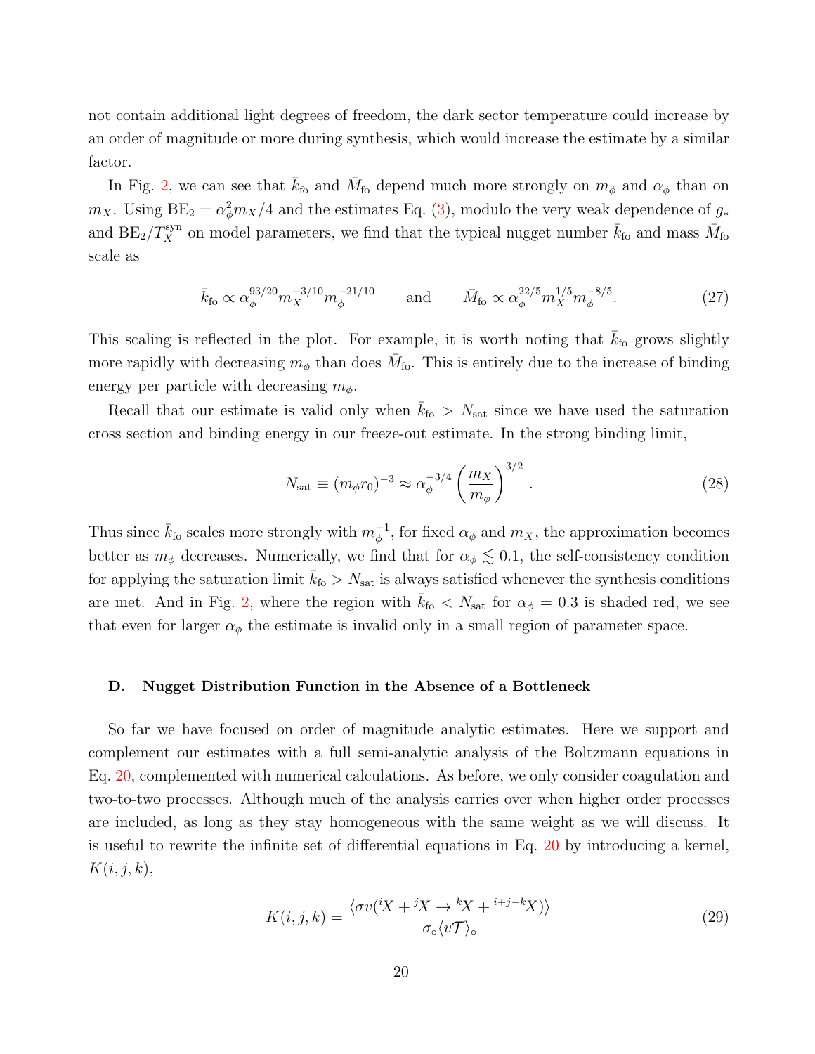not contain additional light degrees of freedom, the dark sector temperature could increase by an order of magnitude or more during synthesis, which would increase the estimate by a similar factor.

In Fig. 2, we can see that $\bar{k}_{\rm fo}$ and $\bar{M}_{\rm fo}$ depend much more strongly on $m_\phi$ and $\alpha_\phi$ than on $m_X$. Using $\mathrm{BE}_2 = \alpha_\phi^2 m_X/4$ and the estimates Eq. (3), modulo the very weak dependence of $g_*$ and $\mathrm{BE}_2/T_X^{\rm syn}$ on model parameters, we find that the typical nugget number $\bar{k}_{\rm fo}$ and mass $\bar{M}_{\rm fo}$ scale as

$$\bar{k}_{\rm fo} \propto \alpha_\phi^{93/20} m_X^{-3/10} m_\phi^{-21/10} \qquad \text{and} \qquad \bar{M}_{\rm fo} \propto \alpha_\phi^{22/5} m_X^{1/5} m_\phi^{-8/5}. \tag{27}$$

This scaling is reflected in the plot. For example, it is worth noting that $\bar{k}_{\rm fo}$ grows slightly more rapidly with decreasing $m_\phi$ than does $\bar{M}_{\rm fo}$. This is entirely due to the increase of binding energy per particle with decreasing $m_\phi$.

Recall that our estimate is valid only when $\bar{k}_{\rm fo} > N_{\rm sat}$ since we have used the saturation cross section and binding energy in our freeze-out estimate. In the strong binding limit,

$$N_{\rm sat} \equiv (m_\phi r_0)^{-3} \approx \alpha_\phi^{-3/4} \left(\frac{m_X}{m_\phi}\right)^{3/2}. \tag{28}$$

Thus since $\bar{k}_{\rm fo}$ scales more strongly with $m_\phi^{-1}$, for fixed $\alpha_\phi$ and $m_X$, the approximation becomes better as $m_\phi$ decreases. Numerically, we find that for $\alpha_\phi \lesssim 0.1$, the self-consistency condition for applying the saturation limit $\bar{k}_{\rm fo} > N_{\rm sat}$ is always satisfied whenever the synthesis conditions are met. And in Fig. 2, where the region with $\bar{k}_{\rm fo} < N_{\rm sat}$ for $\alpha_\phi = 0.3$ is shaded red, we see that even for larger $\alpha_\phi$ the estimate is invalid only in a small region of parameter space.

### D. Nugget Distribution Function in the Absence of a Bottleneck

So far we have focused on order of magnitude analytic estimates. Here we support and complement our estimates with a full semi-analytic analysis of the Boltzmann equations in Eq. 20, complemented with numerical calculations. As before, we only consider coagulation and two-to-two processes. Although much of the analysis carries over when higher order processes are included, as long as they stay homogeneous with the same weight as we will discuss. It is useful to rewrite the infinite set of differential equations in Eq. 20 by introducing a kernel, $K(i,j,k)$,

$$K(i,j,k) = \frac{\langle \sigma v({}^{i}X + {}^{j}X \to {}^{k}X + {}^{i+j-k}X)\rangle}{\sigma_\circ \langle v\mathcal{T}\rangle_\circ} \tag{29}$$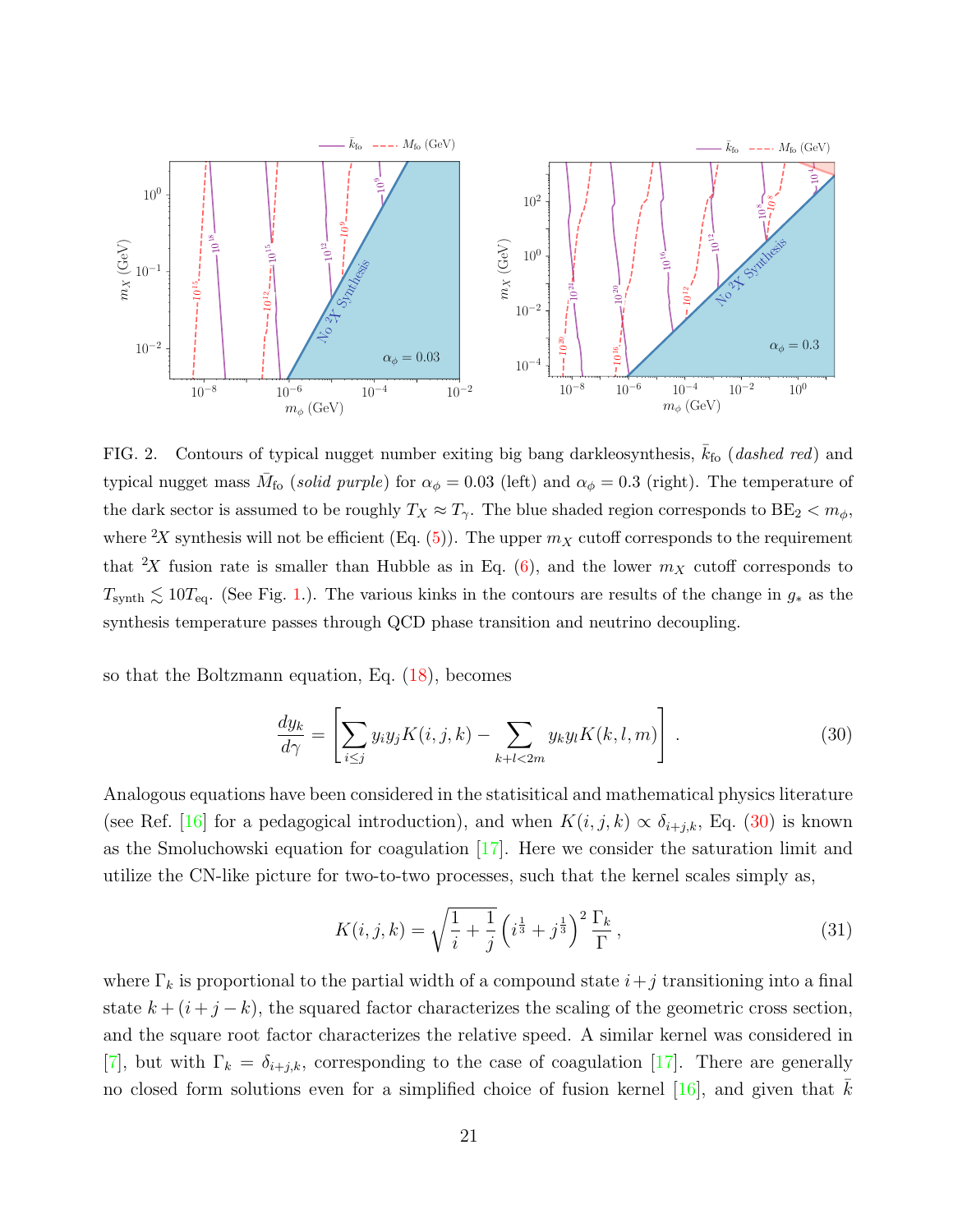FIG. 2. Contours of typical nugget number exiting big bang darkleosynthesis, $\bar{k}_{\rm fo}$ (*dashed red*) and typical nugget mass $\bar{M}_{\rm fo}$ (*solid purple*) for $\alpha_\phi = 0.03$ (left) and $\alpha_\phi = 0.3$ (right). The temperature of the dark sector is assumed to be roughly $T_X \approx T_\gamma$. The blue shaded region corresponds to $\text{BE}_2 < m_\phi$, where ${}^2X$ synthesis will not be efficient (Eq. (5)). The upper $m_X$ cutoff corresponds to the requirement that ${}^2X$ fusion rate is smaller than Hubble as in Eq. (6), and the lower $m_X$ cutoff corresponds to $T_{\rm synth} \lesssim 10 T_{\rm eq}$. (See Fig. 1.). The various kinks in the contours are results of the change in $g_*$ as the synthesis temperature passes through QCD phase transition and neutrino decoupling.

so that the Boltzmann equation, Eq. (18), becomes

$$\frac{dy_k}{d\gamma} = \left[ \sum_{i \leq j} y_i y_j K(i,j,k) - \sum_{k+l<2m} y_k y_l K(k,l,m) \right] . \tag{30}$$

Analogous equations have been considered in the statisitical and mathematical physics literature (see Ref. [16] for a pedagogical introduction), and when $K(i,j,k) \propto \delta_{i+j,k}$, Eq. (30) is known as the Smoluchowski equation for coagulation [17]. Here we consider the saturation limit and utilize the CN-like picture for two-to-two processes, such that the kernel scales simply as,

$$K(i,j,k) = \sqrt{\frac{1}{i} + \frac{1}{j}} \left( i^{\frac{1}{3}} + j^{\frac{1}{3}} \right)^2 \frac{\Gamma_k}{\Gamma} , \tag{31}$$

where $\Gamma_k$ is proportional to the partial width of a compound state $i+j$ transitioning into a final state $k + (i+j-k)$, the squared factor characterizes the scaling of the geometric cross section, and the square root factor characterizes the relative speed. A similar kernel was considered in [7], but with $\Gamma_k = \delta_{i+j,k}$, corresponding to the case of coagulation [17]. There are generally no closed form solutions even for a simplified choice of fusion kernel [16], and given that $\bar{k}$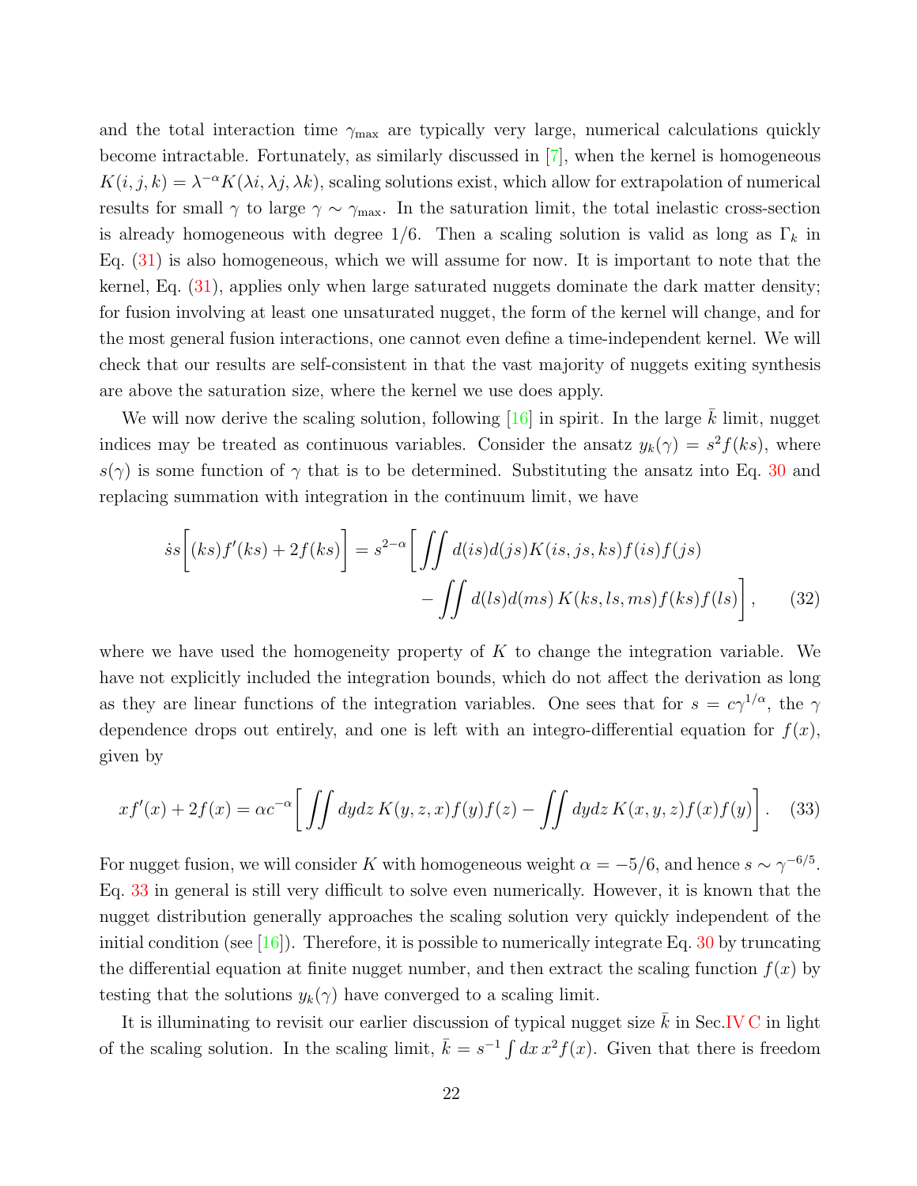and the total interaction time $\gamma_{\max}$ are typically very large, numerical calculations quickly become intractable. Fortunately, as similarly discussed in [7], when the kernel is homogeneous $K(i, j, k) = \lambda^{-\alpha} K(\lambda i, \lambda j, \lambda k)$, scaling solutions exist, which allow for extrapolation of numerical results for small $\gamma$ to large $\gamma \sim \gamma_{\max}$. In the saturation limit, the total inelastic cross-section is already homogeneous with degree 1/6. Then a scaling solution is valid as long as $\Gamma_k$ in Eq. (31) is also homogeneous, which we will assume for now. It is important to note that the kernel, Eq. (31), applies only when large saturated nuggets dominate the dark matter density; for fusion involving at least one unsaturated nugget, the form of the kernel will change, and for the most general fusion interactions, one cannot even define a time-independent kernel. We will check that our results are self-consistent in that the vast majority of nuggets exiting synthesis are above the saturation size, where the kernel we use does apply.

We will now derive the scaling solution, following [16] in spirit. In the large $\bar{k}$ limit, nugget indices may be treated as continuous variables. Consider the ansatz $y_k(\gamma) = s^2 f(ks)$, where $s(\gamma)$ is some function of $\gamma$ that is to be determined. Substituting the ansatz into Eq. 30 and replacing summation with integration in the continuum limit, we have

$$\dot{s}s\Big[(ks)f'(ks) + 2f(ks)\Big] = s^{2-\alpha}\Bigg[\iint d(is)d(js)K(is, js, ks)f(is)f(js) - \iint d(ls)d(ms)\, K(ks, ls, ms)f(ks)f(ls)\Bigg], \tag{32}$$

where we have used the homogeneity property of $K$ to change the integration variable. We have not explicitly included the integration bounds, which do not affect the derivation as long as they are linear functions of the integration variables. One sees that for $s = c\gamma^{1/\alpha}$, the $\gamma$ dependence drops out entirely, and one is left with an integro-differential equation for $f(x)$, given by

$$xf'(x) + 2f(x) = \alpha c^{-\alpha}\Bigg[\iint dydz\, K(y, z, x)f(y)f(z) - \iint dydz\, K(x, y, z)f(x)f(y)\Bigg]. \tag{33}$$

For nugget fusion, we will consider $K$ with homogeneous weight $\alpha = -5/6$, and hence $s \sim \gamma^{-6/5}$. Eq. 33 in general is still very difficult to solve even numerically. However, it is known that the nugget distribution generally approaches the scaling solution very quickly independent of the initial condition (see [16]). Therefore, it is possible to numerically integrate Eq. 30 by truncating the differential equation at finite nugget number, and then extract the scaling function $f(x)$ by testing that the solutions $y_k(\gamma)$ have converged to a scaling limit.

It is illuminating to revisit our earlier discussion of typical nugget size $\bar{k}$ in Sec. IV C in light of the scaling solution. In the scaling limit, $\bar{k} = s^{-1}\int dx\, x^2 f(x)$. Given that there is freedom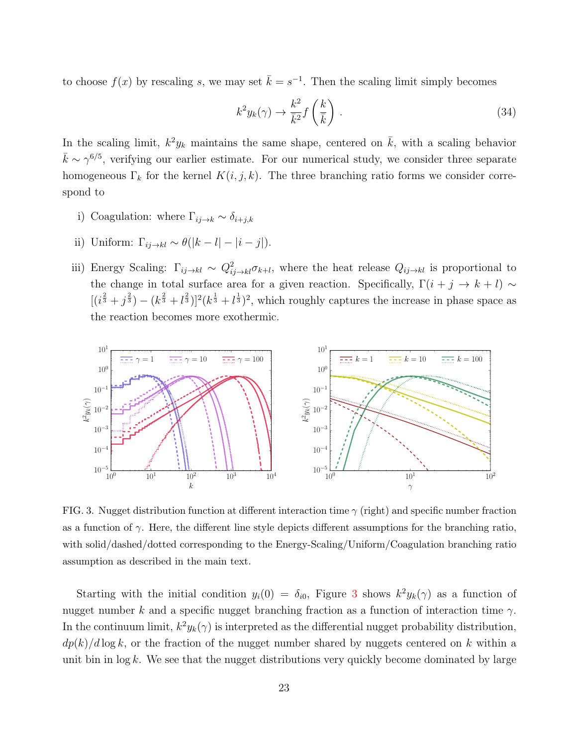to choose $f(x)$ by rescaling $s$, we may set $\bar{k} = s^{-1}$. Then the scaling limit simply becomes

$$k^2 y_k(\gamma) \to \frac{k^2}{\bar{k}^2} f\left(\frac{k}{\bar{k}}\right) . \tag{34}$$

In the scaling limit, $k^2 y_k$ maintains the same shape, centered on $\bar{k}$, with a scaling behavior $\bar{k} \sim \gamma^{6/5}$, verifying our earlier estimate. For our numerical study, we consider three separate homogeneous $\Gamma_k$ for the kernel $K(i,j,k)$. The three branching ratio forms we consider correspond to

i) Coagulation: where $\Gamma_{ij\to k} \sim \delta_{i+j,k}$

ii) Uniform: $\Gamma_{ij\to kl} \sim \theta(|k-l| - |i-j|)$.

iii) Energy Scaling: $\Gamma_{ij\to kl} \sim Q^2_{ij\to kl}\sigma_{k+l}$, where the heat release $Q_{ij\to kl}$ is proportional to the change in total surface area for a given reaction. Specifically, $\Gamma(i+j \to k+l) \sim [(i^{\frac{2}{3}} + j^{\frac{2}{3}}) - (k^{\frac{2}{3}} + l^{\frac{2}{3}})]^2 (k^{\frac{1}{3}} + l^{\frac{1}{3}})^2$, which roughly captures the increase in phase space as the reaction becomes more exothermic.

FIG. 3. Nugget distribution function at different interaction time $\gamma$ (right) and specific number fraction as a function of $\gamma$. Here, the different line style depicts different assumptions for the branching ratio, with solid/dashed/dotted corresponding to the Energy-Scaling/Uniform/Coagulation branching ratio assumption as described in the main text.

Starting with the initial condition $y_i(0) = \delta_{i0}$, Figure 3 shows $k^2 y_k(\gamma)$ as a function of nugget number $k$ and a specific nugget branching fraction as a function of interaction time $\gamma$. In the continuum limit, $k^2 y_k(\gamma)$ is interpreted as the differential nugget probability distribution, $dp(k)/d\log k$, or the fraction of the nugget number shared by nuggets centered on $k$ within a unit bin in $\log k$. We see that the nugget distributions very quickly become dominated by large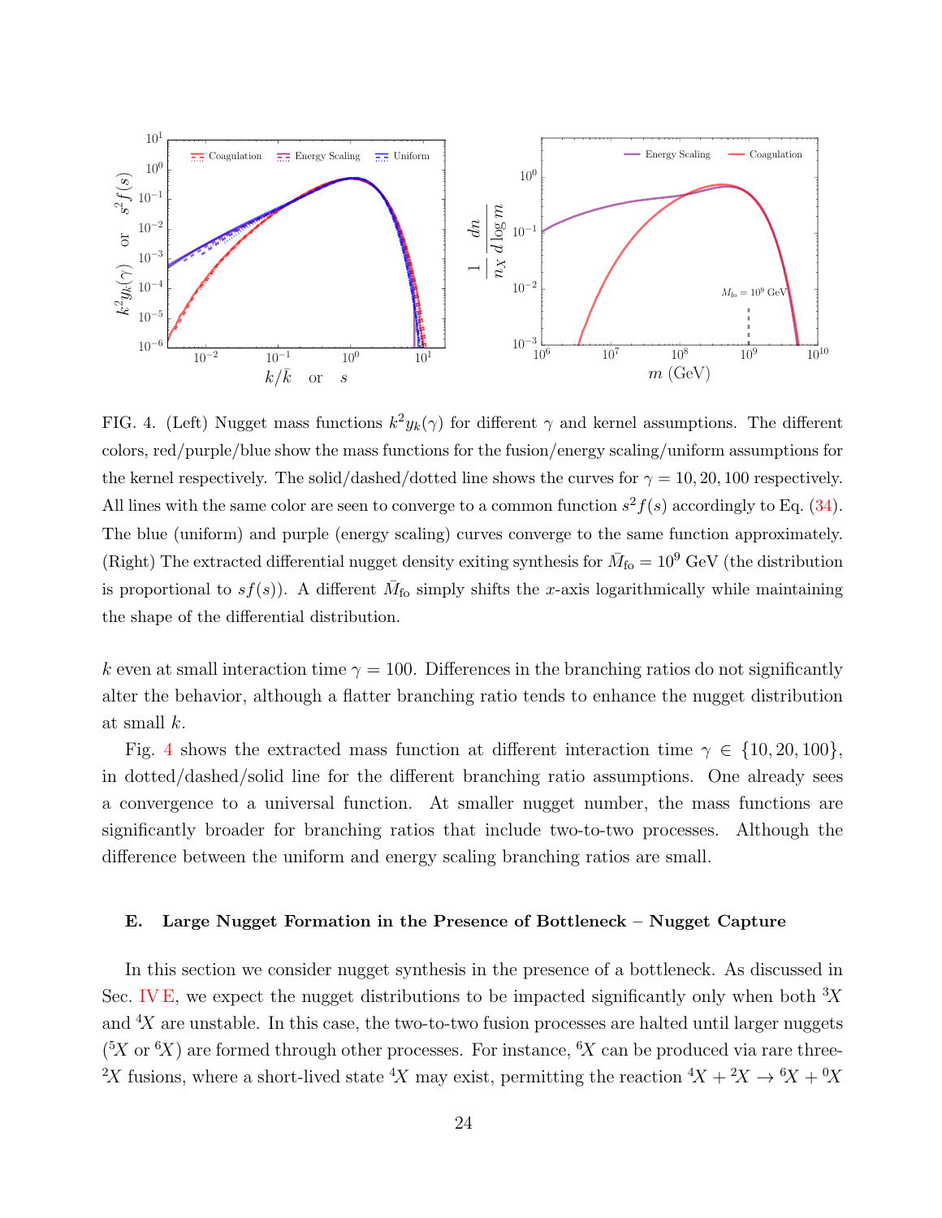FIG. 4. (Left) Nugget mass functions $k^2 y_k(\gamma)$ for different $\gamma$ and kernel assumptions. The different colors, red/purple/blue show the mass functions for the fusion/energy scaling/uniform assumptions for the kernel respectively. The solid/dashed/dotted line shows the curves for $\gamma = 10, 20, 100$ respectively. All lines with the same color are seen to converge to a common function $s^2 f(s)$ accordingly to Eq. (34). The blue (uniform) and purple (energy scaling) curves converge to the same function approximately. (Right) The extracted differential nugget density exiting synthesis for $\bar{M}_{\rm fo} = 10^9$ GeV (the distribution is proportional to $sf(s)$). A different $\bar{M}_{\rm fo}$ simply shifts the $x$-axis logarithmically while maintaining the shape of the differential distribution.

$k$ even at small interaction time $\gamma = 100$. Differences in the branching ratios do not significantly alter the behavior, although a flatter branching ratio tends to enhance the nugget distribution at small $k$.

Fig. 4 shows the extracted mass function at different interaction time $\gamma \in \{10, 20, 100\}$, in dotted/dashed/solid line for the different branching ratio assumptions. One already sees a convergence to a universal function. At smaller nugget number, the mass functions are significantly broader for branching ratios that include two-to-two processes. Although the difference between the uniform and energy scaling branching ratios are small.

### E. Large Nugget Formation in the Presence of Bottleneck – Nugget Capture

In this section we consider nugget synthesis in the presence of a bottleneck. As discussed in Sec. IV E, we expect the nugget distributions to be impacted significantly only when both $^3X$ and $^4X$ are unstable. In this case, the two-to-two fusion processes are halted until larger nuggets ($^5X$ or $^6X$) are formed through other processes. For instance, $^6X$ can be produced via rare three-$^2X$ fusions, where a short-lived state $^4X$ may exist, permitting the reaction $^4X + {}^2X \to {}^6X + {}^0X$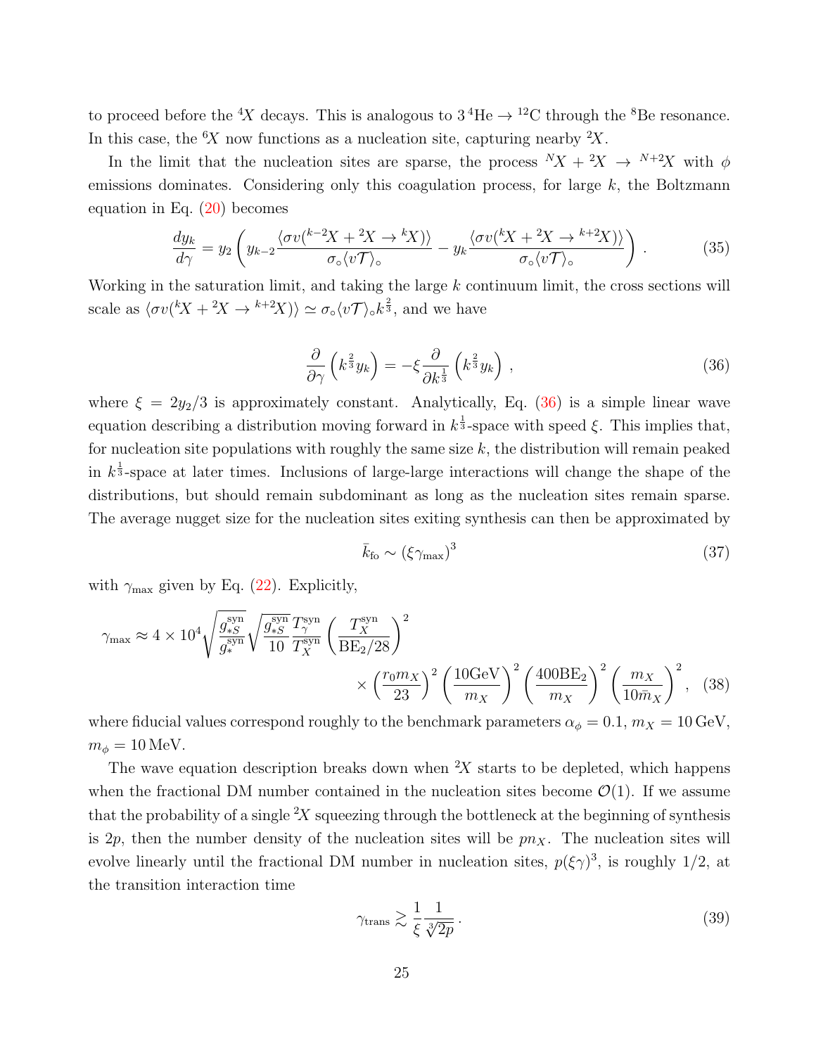to proceed before the ${}^4X$ decays. This is analogous to $3\,{}^4\mathrm{He} \to {}^{12}\mathrm{C}$ through the ${}^8\mathrm{Be}$ resonance. In this case, the ${}^6X$ now functions as a nucleation site, capturing nearby ${}^2X$.

In the limit that the nucleation sites are sparse, the process ${}^NX + {}^2X \to {}^{N+2}X$ with $\phi$ emissions dominates. Considering only this coagulation process, for large $k$, the Boltzmann equation in Eq. (20) becomes

$$\frac{dy_k}{d\gamma} = y_2 \left( y_{k-2} \frac{\langle \sigma v({}^{k-2}X + {}^2X \to {}^kX)\rangle}{\sigma_\circ \langle v\mathcal{T}\rangle_\circ} - y_k \frac{\langle \sigma v({}^kX + {}^2X \to {}^{k+2}X)\rangle}{\sigma_\circ \langle v\mathcal{T}\rangle_\circ} \right) . \tag{35}$$

Working in the saturation limit, and taking the large $k$ continuum limit, the cross sections will scale as $\langle \sigma v({}^kX + {}^2X \to {}^{k+2}X)\rangle \simeq \sigma_\circ \langle v\mathcal{T}\rangle_\circ k^{\frac{2}{3}}$, and we have

$$\frac{\partial}{\partial \gamma}\left(k^{\frac{2}{3}} y_k\right) = -\xi \frac{\partial}{\partial k^{\frac{1}{3}}}\left(k^{\frac{2}{3}} y_k\right) , \tag{36}$$

where $\xi = 2y_2/3$ is approximately constant. Analytically, Eq. (36) is a simple linear wave equation describing a distribution moving forward in $k^{\frac{1}{3}}$-space with speed $\xi$. This implies that, for nucleation site populations with roughly the same size $k$, the distribution will remain peaked in $k^{\frac{1}{3}}$-space at later times. Inclusions of large-large interactions will change the shape of the distributions, but should remain subdominant as long as the nucleation sites remain sparse. The average nugget size for the nucleation sites exiting synthesis can then be approximated by

$$\bar{k}_{\mathrm{fo}} \sim (\xi \gamma_{\max})^3 \tag{37}$$

with $\gamma_{\max}$ given by Eq. (22). Explicitly,

$$\gamma_{\max} \approx 4\times 10^4 \sqrt{\frac{g_{*S}^{\mathrm{syn}}}{g_*^{\mathrm{syn}}}} \sqrt{\frac{g_{*S}^{\mathrm{syn}}}{10}} \frac{T_\gamma^{\mathrm{syn}}}{T_X^{\mathrm{syn}}} \left(\frac{T_X^{\mathrm{syn}}}{\mathrm{BE}_2/28}\right)^2 \times \left(\frac{r_0 m_X}{23}\right)^2 \left(\frac{10\mathrm{GeV}}{m_X}\right)^2 \left(\frac{400\mathrm{BE}_2}{m_X}\right)^2 \left(\frac{m_X}{10\bar{m}_X}\right)^2 , \tag{38}$$

where fiducial values correspond roughly to the benchmark parameters $\alpha_\phi = 0.1$, $m_X = 10\,\mathrm{GeV}$, $m_\phi = 10\,\mathrm{MeV}$.

The wave equation description breaks down when ${}^2X$ starts to be depleted, which happens when the fractional DM number contained in the nucleation sites become $\mathcal{O}(1)$. If we assume that the probability of a single ${}^2X$ squeezing through the bottleneck at the beginning of synthesis is $2p$, then the number density of the nucleation sites will be $pn_X$. The nucleation sites will evolve linearly until the fractional DM number in nucleation sites, $p(\xi\gamma)^3$, is roughly 1/2, at the transition interaction time

$$\gamma_{\mathrm{trans}} \gtrsim \frac{1}{\xi}\frac{1}{\sqrt[3]{2p}} . \tag{39}$$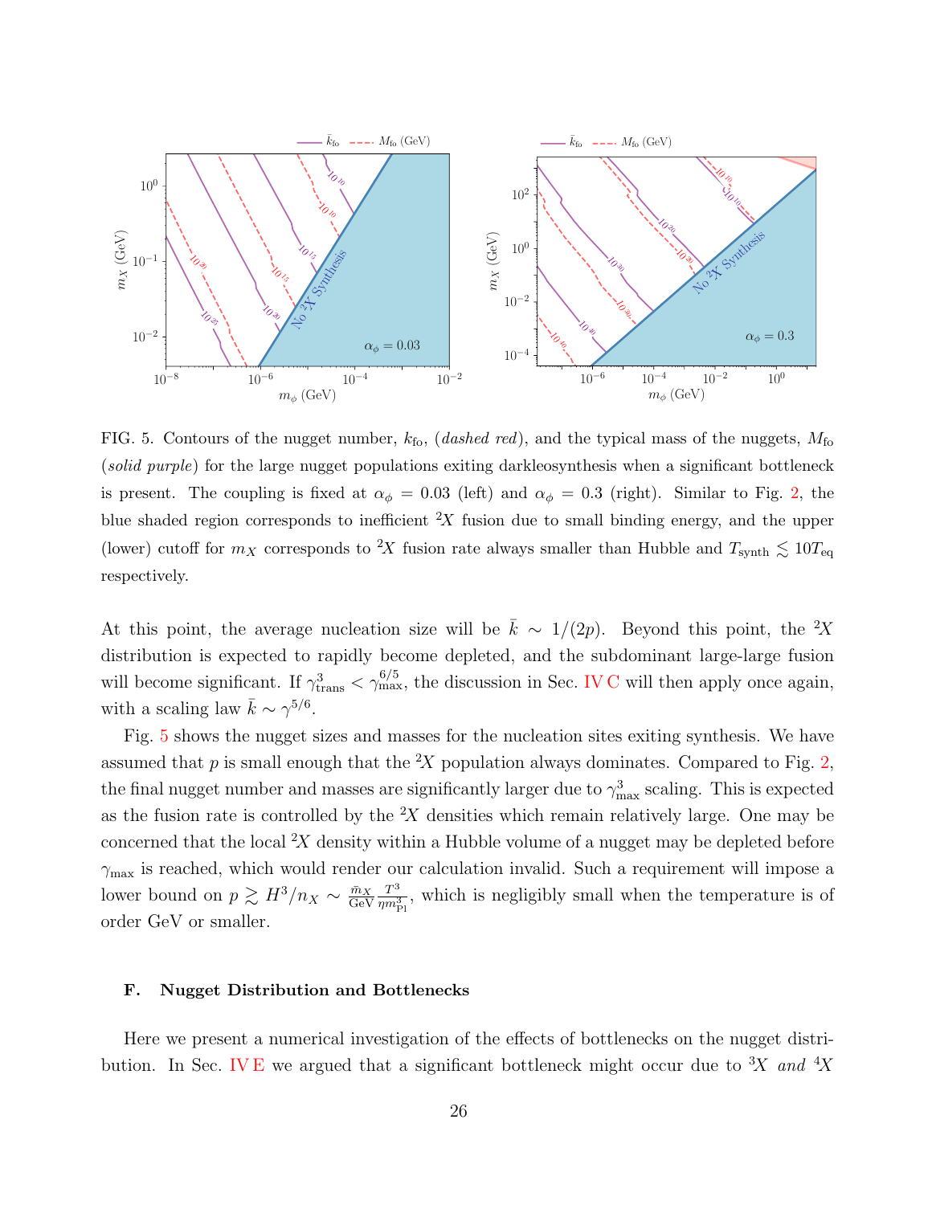FIG. 5. Contours of the nugget number, $k_{\rm fo}$, (*dashed red*), and the typical mass of the nuggets, $M_{\rm fo}$ (*solid purple*) for the large nugget populations exiting darkleosynthesis when a significant bottleneck is present. The coupling is fixed at $\alpha_\phi = 0.03$ (left) and $\alpha_\phi = 0.3$ (right). Similar to Fig. 2, the blue shaded region corresponds to inefficient $^2X$ fusion due to small binding energy, and the upper (lower) cutoff for $m_X$ corresponds to $^2X$ fusion rate always smaller than Hubble and $T_{\rm synth} \lesssim 10 T_{\rm eq}$ respectively.

At this point, the average nucleation size will be $\bar{k} \sim 1/(2p)$. Beyond this point, the $^2X$ distribution is expected to rapidly become depleted, and the subdominant large-large fusion will become significant. If $\gamma_{\rm trans}^3 < \gamma_{\rm max}^{6/5}$, the discussion in Sec. IV C will then apply once again, with a scaling law $\bar{k} \sim \gamma^{5/6}$.

Fig. 5 shows the nugget sizes and masses for the nucleation sites exiting synthesis. We have assumed that $p$ is small enough that the $^2X$ population always dominates. Compared to Fig. 2, the final nugget number and masses are significantly larger due to $\gamma_{\rm max}^3$ scaling. This is expected as the fusion rate is controlled by the $^2X$ densities which remain relatively large. One may be concerned that the local $^2X$ density within a Hubble volume of a nugget may be depleted before $\gamma_{\rm max}$ is reached, which would render our calculation invalid. Such a requirement will impose a lower bound on $p \gtrsim H^3/n_X \sim \frac{\bar{m}_X}{\rm GeV} \frac{T^3}{\eta m_{\rm Pl}^3}$, which is negligibly small when the temperature is of order GeV or smaller.

### F. Nugget Distribution and Bottlenecks

Here we present a numerical investigation of the effects of bottlenecks on the nugget distribution. In Sec. IV E we argued that a significant bottleneck might occur due to $^3X$ *and* $^4X$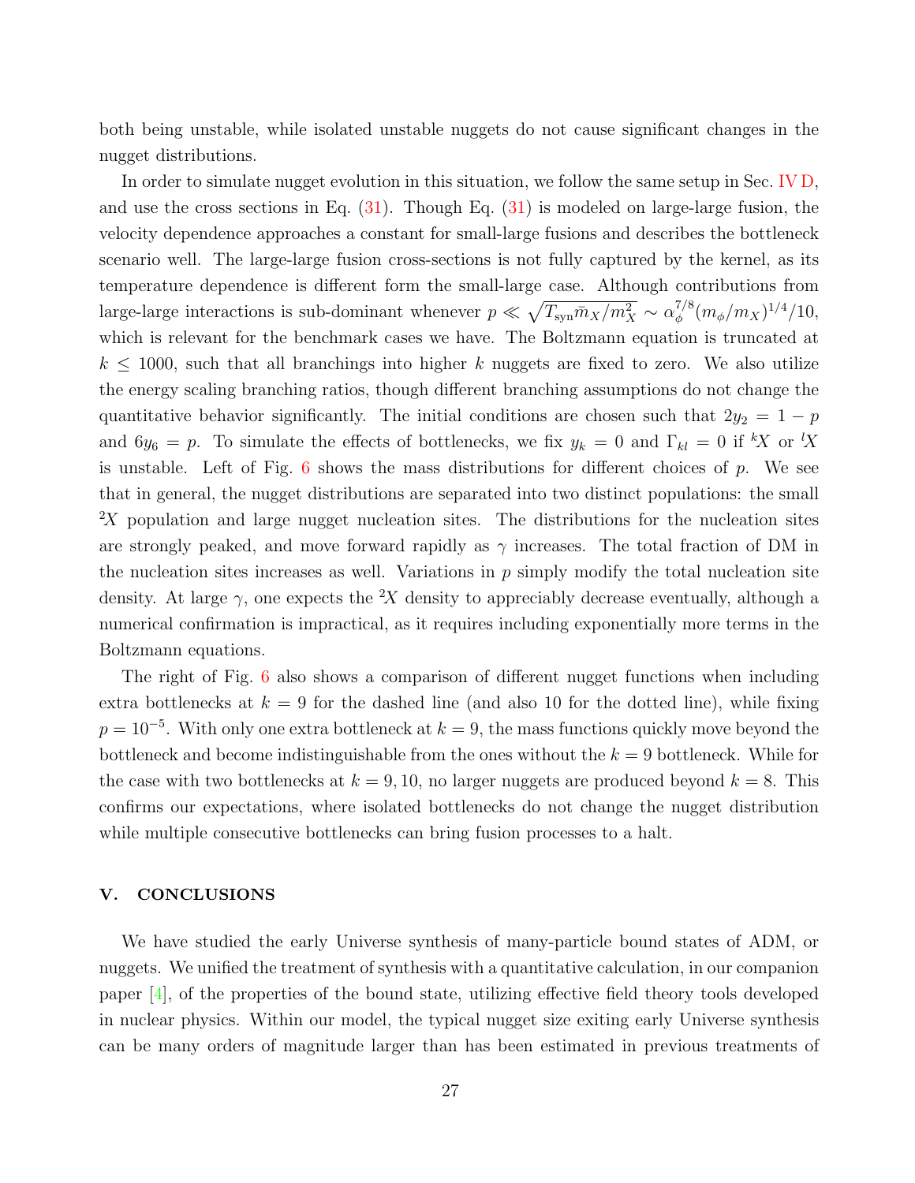both being unstable, while isolated unstable nuggets do not cause significant changes in the nugget distributions.

In order to simulate nugget evolution in this situation, we follow the same setup in Sec. IV D, and use the cross sections in Eq. (31). Though Eq. (31) is modeled on large-large fusion, the velocity dependence approaches a constant for small-large fusions and describes the bottleneck scenario well. The large-large fusion cross-sections is not fully captured by the kernel, as its temperature dependence is different form the small-large case. Although contributions from large-large interactions is sub-dominant whenever $p \ll \sqrt{T_{\rm syn}\bar{m}_X/m_X^2} \sim \alpha_\phi^{7/8}(m_\phi/m_X)^{1/4}/10$, which is relevant for the benchmark cases we have. The Boltzmann equation is truncated at $k \leq 1000$, such that all branchings into higher $k$ nuggets are fixed to zero. We also utilize the energy scaling branching ratios, though different branching assumptions do not change the quantitative behavior significantly. The initial conditions are chosen such that $2y_2 = 1 - p$ and $6y_6 = p$. To simulate the effects of bottlenecks, we fix $y_k = 0$ and $\Gamma_{kl} = 0$ if ${}^kX$ or ${}^lX$ is unstable. Left of Fig. 6 shows the mass distributions for different choices of $p$. We see that in general, the nugget distributions are separated into two distinct populations: the small ${}^2X$ population and large nugget nucleation sites. The distributions for the nucleation sites are strongly peaked, and move forward rapidly as $\gamma$ increases. The total fraction of DM in the nucleation sites increases as well. Variations in $p$ simply modify the total nucleation site density. At large $\gamma$, one expects the ${}^2X$ density to appreciably decrease eventually, although a numerical confirmation is impractical, as it requires including exponentially more terms in the Boltzmann equations.

The right of Fig. 6 also shows a comparison of different nugget functions when including extra bottlenecks at $k = 9$ for the dashed line (and also 10 for the dotted line), while fixing $p = 10^{-5}$. With only one extra bottleneck at $k = 9$, the mass functions quickly move beyond the bottleneck and become indistinguishable from the ones without the $k = 9$ bottleneck. While for the case with two bottlenecks at $k = 9, 10$, no larger nuggets are produced beyond $k = 8$. This confirms our expectations, where isolated bottlenecks do not change the nugget distribution while multiple consecutive bottlenecks can bring fusion processes to a halt.

## V. CONCLUSIONS

We have studied the early Universe synthesis of many-particle bound states of ADM, or nuggets. We unified the treatment of synthesis with a quantitative calculation, in our companion paper [4], of the properties of the bound state, utilizing effective field theory tools developed in nuclear physics. Within our model, the typical nugget size exiting early Universe synthesis can be many orders of magnitude larger than has been estimated in previous treatments of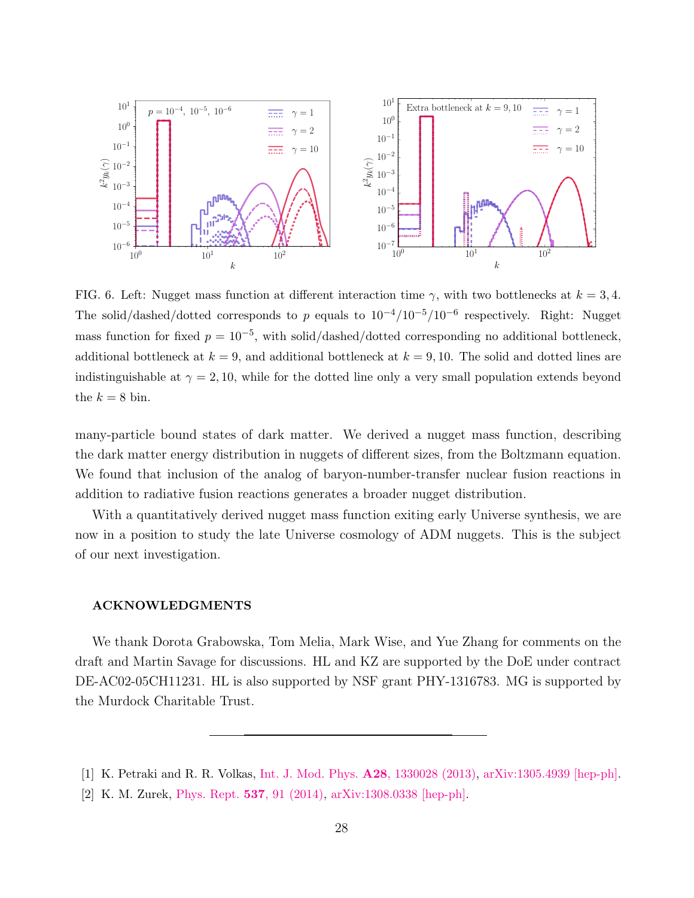FIG. 6. Left: Nugget mass function at different interaction time $\gamma$, with two bottlenecks at $k = 3, 4$. The solid/dashed/dotted corresponds to $p$ equals to $10^{-4}/10^{-5}/10^{-6}$ respectively. Right: Nugget mass function for fixed $p = 10^{-5}$, with solid/dashed/dotted corresponding no additional bottleneck, additional bottleneck at $k = 9$, and additional bottleneck at $k = 9, 10$. The solid and dotted lines are indistinguishable at $\gamma = 2, 10$, while for the dotted line only a very small population extends beyond the $k = 8$ bin.

many-particle bound states of dark matter. We derived a nugget mass function, describing the dark matter energy distribution in nuggets of different sizes, from the Boltzmann equation. We found that inclusion of the analog of baryon-number-transfer nuclear fusion reactions in addition to radiative fusion reactions generates a broader nugget distribution.

With a quantitatively derived nugget mass function exiting early Universe synthesis, we are now in a position to study the late Universe cosmology of ADM nuggets. This is the subject of our next investigation.

## ACKNOWLEDGMENTS

We thank Dorota Grabowska, Tom Melia, Mark Wise, and Yue Zhang for comments on the draft and Martin Savage for discussions. HL and KZ are supported by the DoE under contract DE-AC02-05CH11231. HL is also supported by NSF grant PHY-1316783. MG is supported by the Murdock Charitable Trust.

---

[1] K. Petraki and R. R. Volkas, Int. J. Mod. Phys. **A28**, 1330028 (2013), arXiv:1305.4939 [hep-ph].

[2] K. M. Zurek, Phys. Rept. **537**, 91 (2014), arXiv:1308.0338 [hep-ph].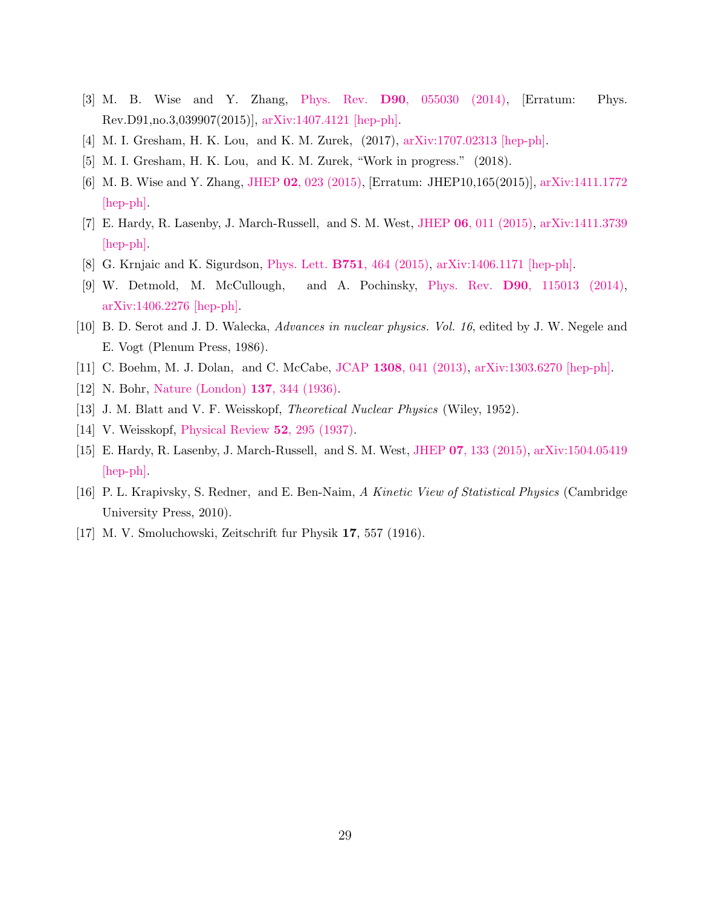[3] M. B. Wise and Y. Zhang, Phys. Rev. **D90**, 055030 (2014), [Erratum: Phys. Rev.D91,no.3,039907(2015)], arXiv:1407.4121 [hep-ph].

[4] M. I. Gresham, H. K. Lou, and K. M. Zurek, (2017), arXiv:1707.02313 [hep-ph].

[5] M. I. Gresham, H. K. Lou, and K. M. Zurek, "Work in progress." (2018).

[6] M. B. Wise and Y. Zhang, JHEP **02**, 023 (2015), [Erratum: JHEP10,165(2015)], arXiv:1411.1772 [hep-ph].

[7] E. Hardy, R. Lasenby, J. March-Russell, and S. M. West, JHEP **06**, 011 (2015), arXiv:1411.3739 [hep-ph].

[8] G. Krnjaic and K. Sigurdson, Phys. Lett. **B751**, 464 (2015), arXiv:1406.1171 [hep-ph].

[9] W. Detmold, M. McCullough, and A. Pochinsky, Phys. Rev. **D90**, 115013 (2014), arXiv:1406.2276 [hep-ph].

[10] B. D. Serot and J. D. Walecka, *Advances in nuclear physics. Vol. 16*, edited by J. W. Negele and E. Vogt (Plenum Press, 1986).

[11] C. Boehm, M. J. Dolan, and C. McCabe, JCAP **1308**, 041 (2013), arXiv:1303.6270 [hep-ph].

[12] N. Bohr, Nature (London) **137**, 344 (1936).

[13] J. M. Blatt and V. F. Weisskopf, *Theoretical Nuclear Physics* (Wiley, 1952).

[14] V. Weisskopf, Physical Review **52**, 295 (1937).

[15] E. Hardy, R. Lasenby, J. March-Russell, and S. M. West, JHEP **07**, 133 (2015), arXiv:1504.05419 [hep-ph].

[16] P. L. Krapivsky, S. Redner, and E. Ben-Naim, *A Kinetic View of Statistical Physics* (Cambridge University Press, 2010).

[17] M. V. Smoluchowski, Zeitschrift fur Physik **17**, 557 (1916).